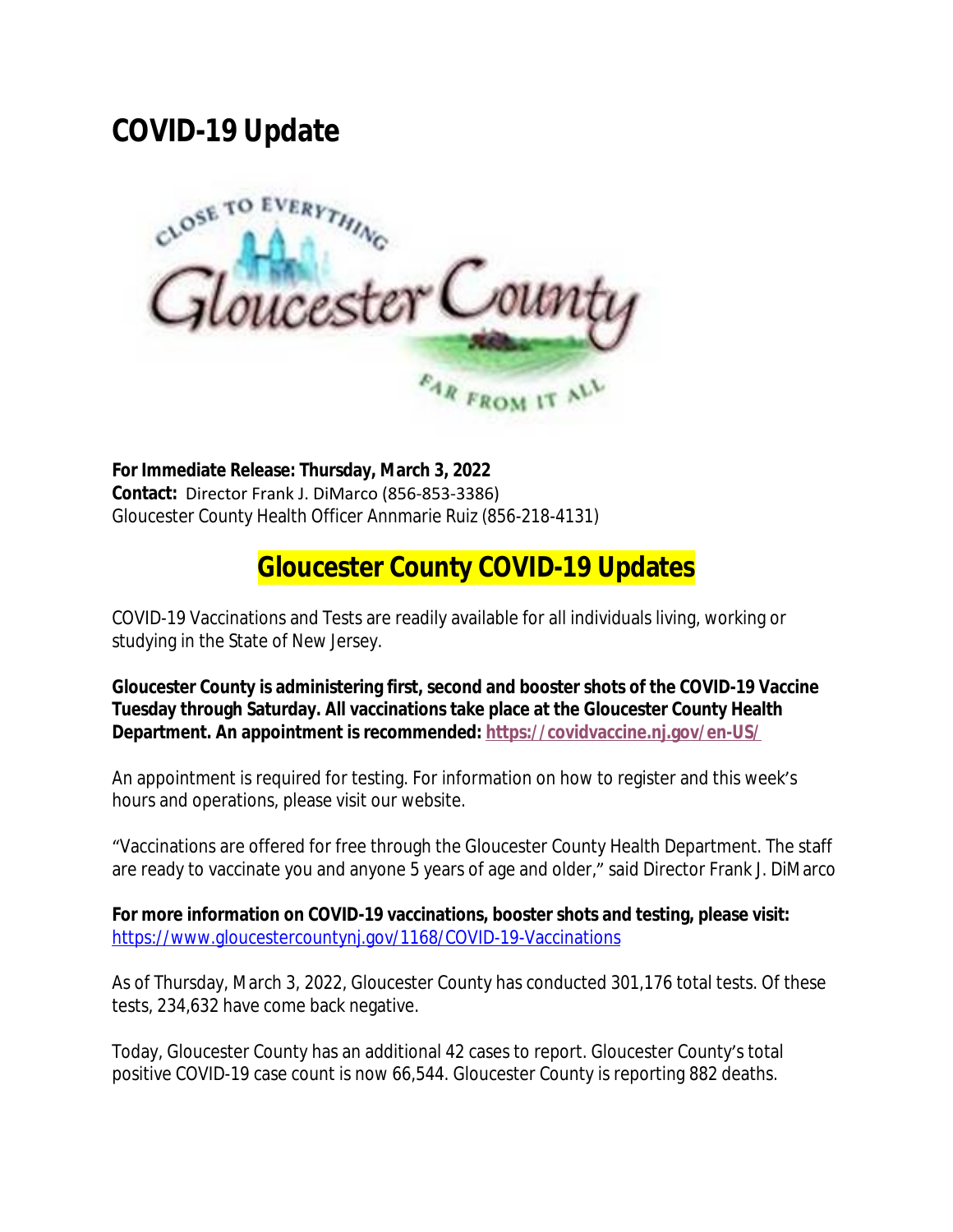# COVID-19 Update

**For Immediate Release: Thursday, March 3, 2022**
**Contact:** Director Frank J. DiMarco (856-853-3386)
Gloucester County Health Officer Annmarie Ruiz (856-218-4131)

## Gloucester County COVID-19 Updates

COVID-19 Vaccinations and Tests are readily available for all individuals living, working or studying in the State of New Jersey.

**Gloucester County is administering first, second and booster shots of the COVID-19 Vaccine Tuesday through Saturday. All vaccinations take place at the Gloucester County Health Department. An appointment is recommended: https://covidvaccine.nj.gov/en-US/**

An appointment is required for testing. For information on how to register and this week's hours and operations, please visit our website.

"Vaccinations are offered for free through the Gloucester County Health Department. The staff are ready to vaccinate you and anyone 5 years of age and older," said Director Frank J. DiMarco

**For more information on COVID-19 vaccinations, booster shots and testing, please visit:**
https://www.gloucestercountynj.gov/1168/COVID-19-Vaccinations

As of Thursday, March 3, 2022, Gloucester County has conducted 301,176 total tests. Of these tests, 234,632 have come back negative.

Today, Gloucester County has an additional 42 cases to report. Gloucester County's total positive COVID-19 case count is now 66,544. Gloucester County is reporting 882 deaths.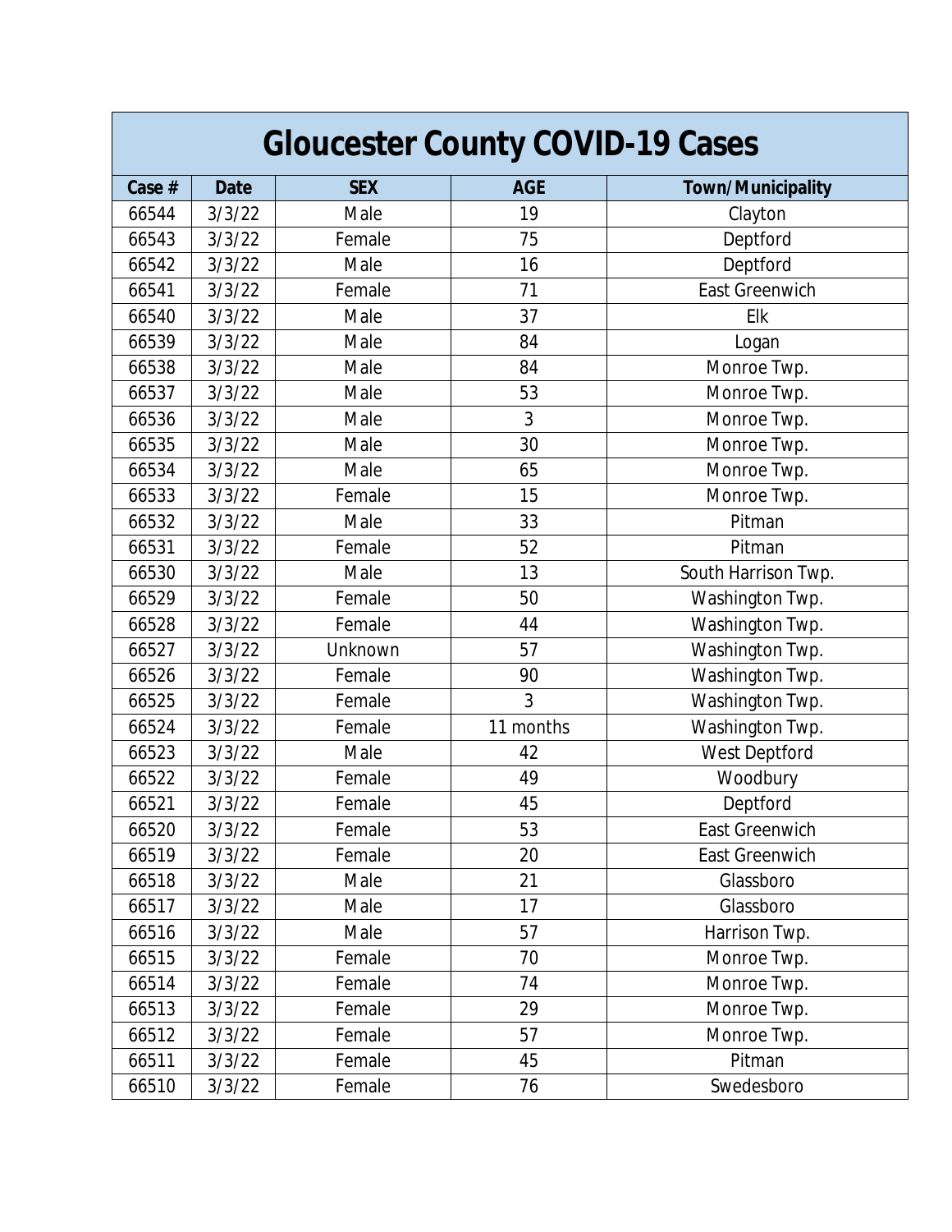| Gloucester County COVID-19 Cases | | | | |
|---|---|---|---|---|
| Case # | Date | SEX | AGE | Town/Municipality |
| 66544 | 3/3/22 | Male | 19 | Clayton |
| 66543 | 3/3/22 | Female | 75 | Deptford |
| 66542 | 3/3/22 | Male | 16 | Deptford |
| 66541 | 3/3/22 | Female | 71 | East Greenwich |
| 66540 | 3/3/22 | Male | 37 | Elk |
| 66539 | 3/3/22 | Male | 84 | Logan |
| 66538 | 3/3/22 | Male | 84 | Monroe Twp. |
| 66537 | 3/3/22 | Male | 53 | Monroe Twp. |
| 66536 | 3/3/22 | Male | 3 | Monroe Twp. |
| 66535 | 3/3/22 | Male | 30 | Monroe Twp. |
| 66534 | 3/3/22 | Male | 65 | Monroe Twp. |
| 66533 | 3/3/22 | Female | 15 | Monroe Twp. |
| 66532 | 3/3/22 | Male | 33 | Pitman |
| 66531 | 3/3/22 | Female | 52 | Pitman |
| 66530 | 3/3/22 | Male | 13 | South Harrison Twp. |
| 66529 | 3/3/22 | Female | 50 | Washington Twp. |
| 66528 | 3/3/22 | Female | 44 | Washington Twp. |
| 66527 | 3/3/22 | Unknown | 57 | Washington Twp. |
| 66526 | 3/3/22 | Female | 90 | Washington Twp. |
| 66525 | 3/3/22 | Female | 3 | Washington Twp. |
| 66524 | 3/3/22 | Female | 11 months | Washington Twp. |
| 66523 | 3/3/22 | Male | 42 | West Deptford |
| 66522 | 3/3/22 | Female | 49 | Woodbury |
| 66521 | 3/3/22 | Female | 45 | Deptford |
| 66520 | 3/3/22 | Female | 53 | East Greenwich |
| 66519 | 3/3/22 | Female | 20 | East Greenwich |
| 66518 | 3/3/22 | Male | 21 | Glassboro |
| 66517 | 3/3/22 | Male | 17 | Glassboro |
| 66516 | 3/3/22 | Male | 57 | Harrison Twp. |
| 66515 | 3/3/22 | Female | 70 | Monroe Twp. |
| 66514 | 3/3/22 | Female | 74 | Monroe Twp. |
| 66513 | 3/3/22 | Female | 29 | Monroe Twp. |
| 66512 | 3/3/22 | Female | 57 | Monroe Twp. |
| 66511 | 3/3/22 | Female | 45 | Pitman |
| 66510 | 3/3/22 | Female | 76 | Swedesboro |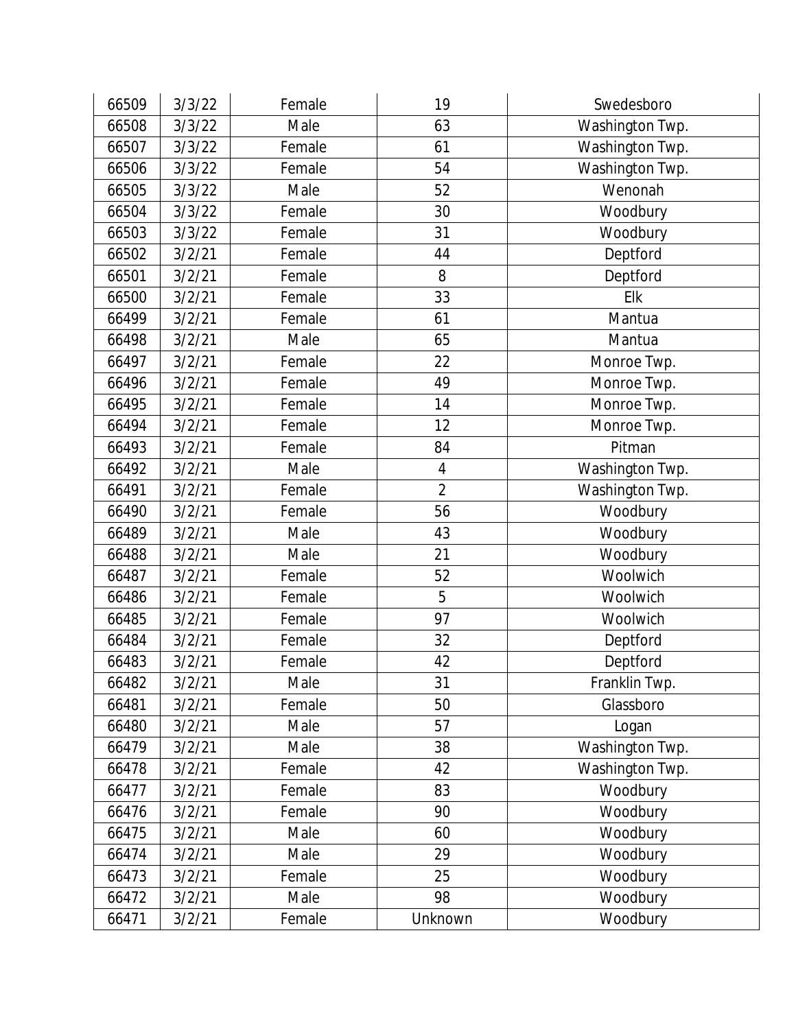| 66509 | 3/3/22 | Female | 19 | Swedesboro |
|---|---|---|---|---|
| 66508 | 3/3/22 | Male | 63 | Washington Twp. |
| 66507 | 3/3/22 | Female | 61 | Washington Twp. |
| 66506 | 3/3/22 | Female | 54 | Washington Twp. |
| 66505 | 3/3/22 | Male | 52 | Wenonah |
| 66504 | 3/3/22 | Female | 30 | Woodbury |
| 66503 | 3/3/22 | Female | 31 | Woodbury |
| 66502 | 3/2/21 | Female | 44 | Deptford |
| 66501 | 3/2/21 | Female | 8 | Deptford |
| 66500 | 3/2/21 | Female | 33 | Elk |
| 66499 | 3/2/21 | Female | 61 | Mantua |
| 66498 | 3/2/21 | Male | 65 | Mantua |
| 66497 | 3/2/21 | Female | 22 | Monroe Twp. |
| 66496 | 3/2/21 | Female | 49 | Monroe Twp. |
| 66495 | 3/2/21 | Female | 14 | Monroe Twp. |
| 66494 | 3/2/21 | Female | 12 | Monroe Twp. |
| 66493 | 3/2/21 | Female | 84 | Pitman |
| 66492 | 3/2/21 | Male | 4 | Washington Twp. |
| 66491 | 3/2/21 | Female | 2 | Washington Twp. |
| 66490 | 3/2/21 | Female | 56 | Woodbury |
| 66489 | 3/2/21 | Male | 43 | Woodbury |
| 66488 | 3/2/21 | Male | 21 | Woodbury |
| 66487 | 3/2/21 | Female | 52 | Woolwich |
| 66486 | 3/2/21 | Female | 5 | Woolwich |
| 66485 | 3/2/21 | Female | 97 | Woolwich |
| 66484 | 3/2/21 | Female | 32 | Deptford |
| 66483 | 3/2/21 | Female | 42 | Deptford |
| 66482 | 3/2/21 | Male | 31 | Franklin Twp. |
| 66481 | 3/2/21 | Female | 50 | Glassboro |
| 66480 | 3/2/21 | Male | 57 | Logan |
| 66479 | 3/2/21 | Male | 38 | Washington Twp. |
| 66478 | 3/2/21 | Female | 42 | Washington Twp. |
| 66477 | 3/2/21 | Female | 83 | Woodbury |
| 66476 | 3/2/21 | Female | 90 | Woodbury |
| 66475 | 3/2/21 | Male | 60 | Woodbury |
| 66474 | 3/2/21 | Male | 29 | Woodbury |
| 66473 | 3/2/21 | Female | 25 | Woodbury |
| 66472 | 3/2/21 | Male | 98 | Woodbury |
| 66471 | 3/2/21 | Female | Unknown | Woodbury |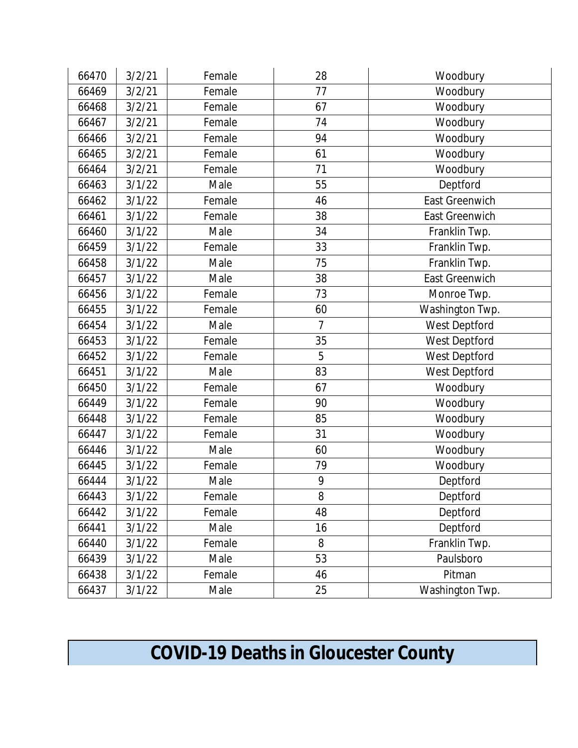| 66470 | 3/2/21 | Female | 28 | Woodbury |
|---|---|---|---|---|
| 66469 | 3/2/21 | Female | 77 | Woodbury |
| 66468 | 3/2/21 | Female | 67 | Woodbury |
| 66467 | 3/2/21 | Female | 74 | Woodbury |
| 66466 | 3/2/21 | Female | 94 | Woodbury |
| 66465 | 3/2/21 | Female | 61 | Woodbury |
| 66464 | 3/2/21 | Female | 71 | Woodbury |
| 66463 | 3/1/22 | Male | 55 | Deptford |
| 66462 | 3/1/22 | Female | 46 | East Greenwich |
| 66461 | 3/1/22 | Female | 38 | East Greenwich |
| 66460 | 3/1/22 | Male | 34 | Franklin Twp. |
| 66459 | 3/1/22 | Female | 33 | Franklin Twp. |
| 66458 | 3/1/22 | Male | 75 | Franklin Twp. |
| 66457 | 3/1/22 | Male | 38 | East Greenwich |
| 66456 | 3/1/22 | Female | 73 | Monroe Twp. |
| 66455 | 3/1/22 | Female | 60 | Washington Twp. |
| 66454 | 3/1/22 | Male | 7 | West Deptford |
| 66453 | 3/1/22 | Female | 35 | West Deptford |
| 66452 | 3/1/22 | Female | 5 | West Deptford |
| 66451 | 3/1/22 | Male | 83 | West Deptford |
| 66450 | 3/1/22 | Female | 67 | Woodbury |
| 66449 | 3/1/22 | Female | 90 | Woodbury |
| 66448 | 3/1/22 | Female | 85 | Woodbury |
| 66447 | 3/1/22 | Female | 31 | Woodbury |
| 66446 | 3/1/22 | Male | 60 | Woodbury |
| 66445 | 3/1/22 | Female | 79 | Woodbury |
| 66444 | 3/1/22 | Male | 9 | Deptford |
| 66443 | 3/1/22 | Female | 8 | Deptford |
| 66442 | 3/1/22 | Female | 48 | Deptford |
| 66441 | 3/1/22 | Male | 16 | Deptford |
| 66440 | 3/1/22 | Female | 8 | Franklin Twp. |
| 66439 | 3/1/22 | Male | 53 | Paulsboro |
| 66438 | 3/1/22 | Female | 46 | Pitman |
| 66437 | 3/1/22 | Male | 25 | Washington Twp. |

# COVID-19 Deaths in Gloucester County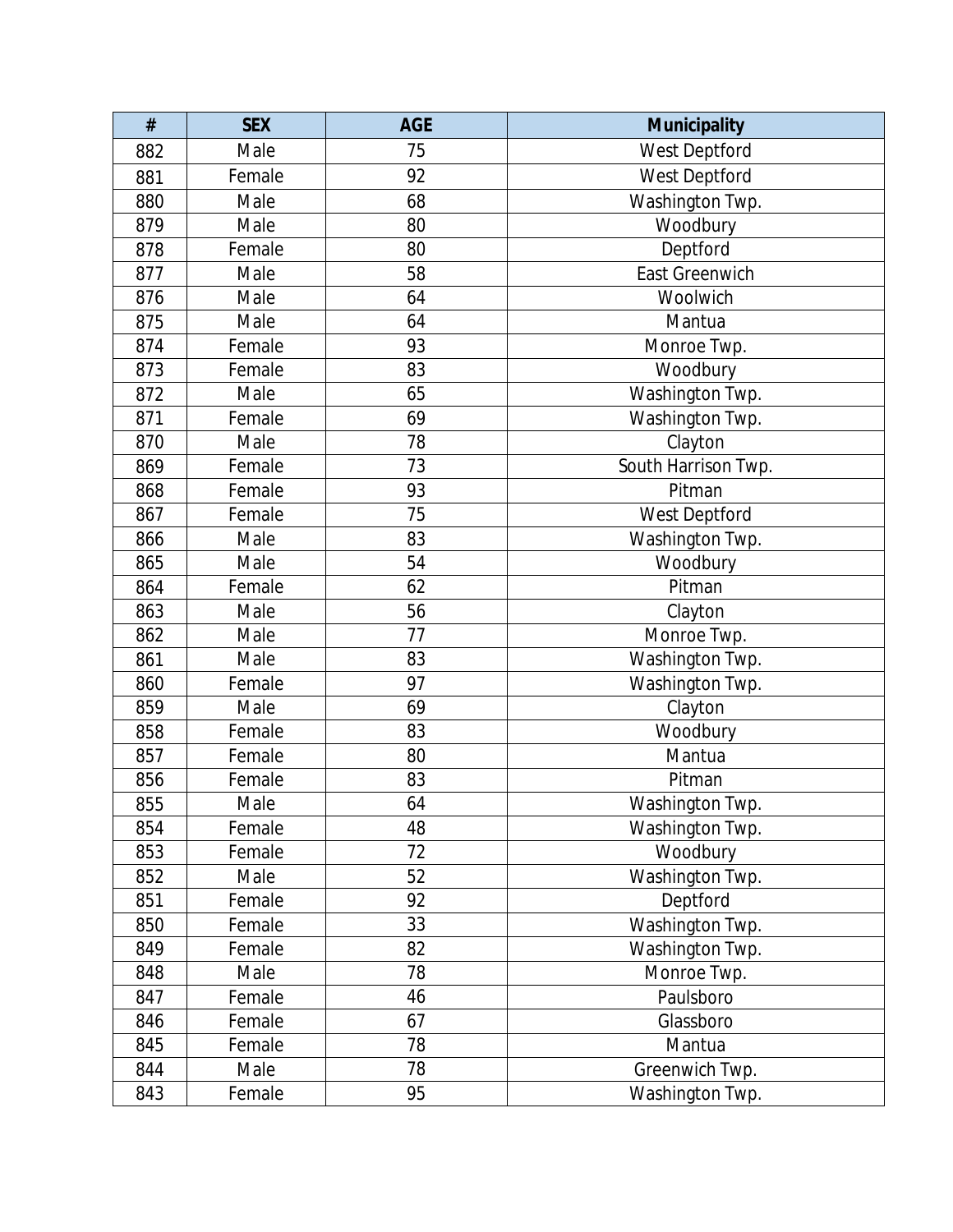| # | SEX | AGE | Municipality |
|---|---|---|---|
| 882 | Male | 75 | West Deptford |
| 881 | Female | 92 | West Deptford |
| 880 | Male | 68 | Washington Twp. |
| 879 | Male | 80 | Woodbury |
| 878 | Female | 80 | Deptford |
| 877 | Male | 58 | East Greenwich |
| 876 | Male | 64 | Woolwich |
| 875 | Male | 64 | Mantua |
| 874 | Female | 93 | Monroe Twp. |
| 873 | Female | 83 | Woodbury |
| 872 | Male | 65 | Washington Twp. |
| 871 | Female | 69 | Washington Twp. |
| 870 | Male | 78 | Clayton |
| 869 | Female | 73 | South Harrison Twp. |
| 868 | Female | 93 | Pitman |
| 867 | Female | 75 | West Deptford |
| 866 | Male | 83 | Washington Twp. |
| 865 | Male | 54 | Woodbury |
| 864 | Female | 62 | Pitman |
| 863 | Male | 56 | Clayton |
| 862 | Male | 77 | Monroe Twp. |
| 861 | Male | 83 | Washington Twp. |
| 860 | Female | 97 | Washington Twp. |
| 859 | Male | 69 | Clayton |
| 858 | Female | 83 | Woodbury |
| 857 | Female | 80 | Mantua |
| 856 | Female | 83 | Pitman |
| 855 | Male | 64 | Washington Twp. |
| 854 | Female | 48 | Washington Twp. |
| 853 | Female | 72 | Woodbury |
| 852 | Male | 52 | Washington Twp. |
| 851 | Female | 92 | Deptford |
| 850 | Female | 33 | Washington Twp. |
| 849 | Female | 82 | Washington Twp. |
| 848 | Male | 78 | Monroe Twp. |
| 847 | Female | 46 | Paulsboro |
| 846 | Female | 67 | Glassboro |
| 845 | Female | 78 | Mantua |
| 844 | Male | 78 | Greenwich Twp. |
| 843 | Female | 95 | Washington Twp. |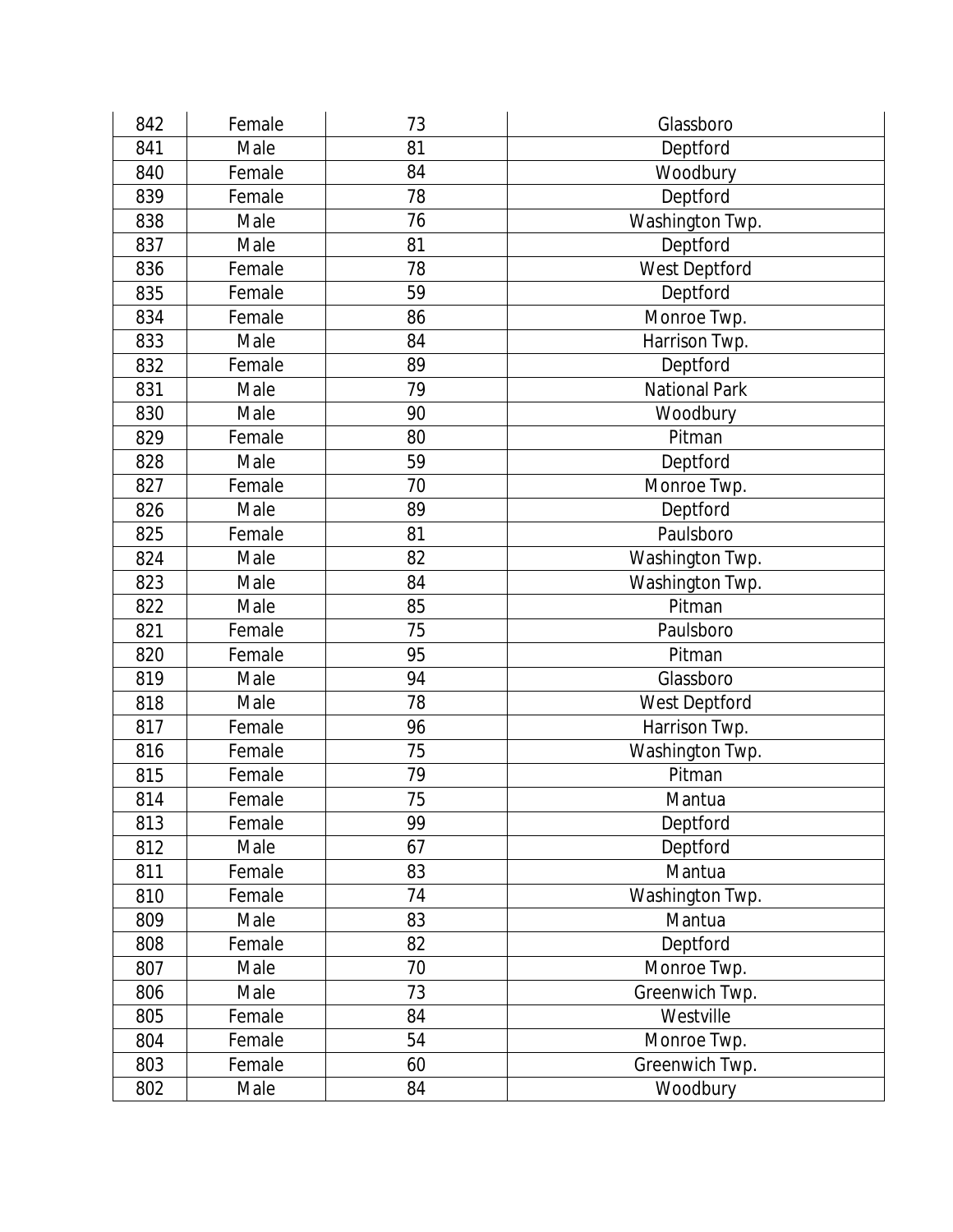| | | | |
|---|---|---|---|
| 842 | Female | 73 | Glassboro |
| 841 | Male | 81 | Deptford |
| 840 | Female | 84 | Woodbury |
| 839 | Female | 78 | Deptford |
| 838 | Male | 76 | Washington Twp. |
| 837 | Male | 81 | Deptford |
| 836 | Female | 78 | West Deptford |
| 835 | Female | 59 | Deptford |
| 834 | Female | 86 | Monroe Twp. |
| 833 | Male | 84 | Harrison Twp. |
| 832 | Female | 89 | Deptford |
| 831 | Male | 79 | National Park |
| 830 | Male | 90 | Woodbury |
| 829 | Female | 80 | Pitman |
| 828 | Male | 59 | Deptford |
| 827 | Female | 70 | Monroe Twp. |
| 826 | Male | 89 | Deptford |
| 825 | Female | 81 | Paulsboro |
| 824 | Male | 82 | Washington Twp. |
| 823 | Male | 84 | Washington Twp. |
| 822 | Male | 85 | Pitman |
| 821 | Female | 75 | Paulsboro |
| 820 | Female | 95 | Pitman |
| 819 | Male | 94 | Glassboro |
| 818 | Male | 78 | West Deptford |
| 817 | Female | 96 | Harrison Twp. |
| 816 | Female | 75 | Washington Twp. |
| 815 | Female | 79 | Pitman |
| 814 | Female | 75 | Mantua |
| 813 | Female | 99 | Deptford |
| 812 | Male | 67 | Deptford |
| 811 | Female | 83 | Mantua |
| 810 | Female | 74 | Washington Twp. |
| 809 | Male | 83 | Mantua |
| 808 | Female | 82 | Deptford |
| 807 | Male | 70 | Monroe Twp. |
| 806 | Male | 73 | Greenwich Twp. |
| 805 | Female | 84 | Westville |
| 804 | Female | 54 | Monroe Twp. |
| 803 | Female | 60 | Greenwich Twp. |
| 802 | Male | 84 | Woodbury |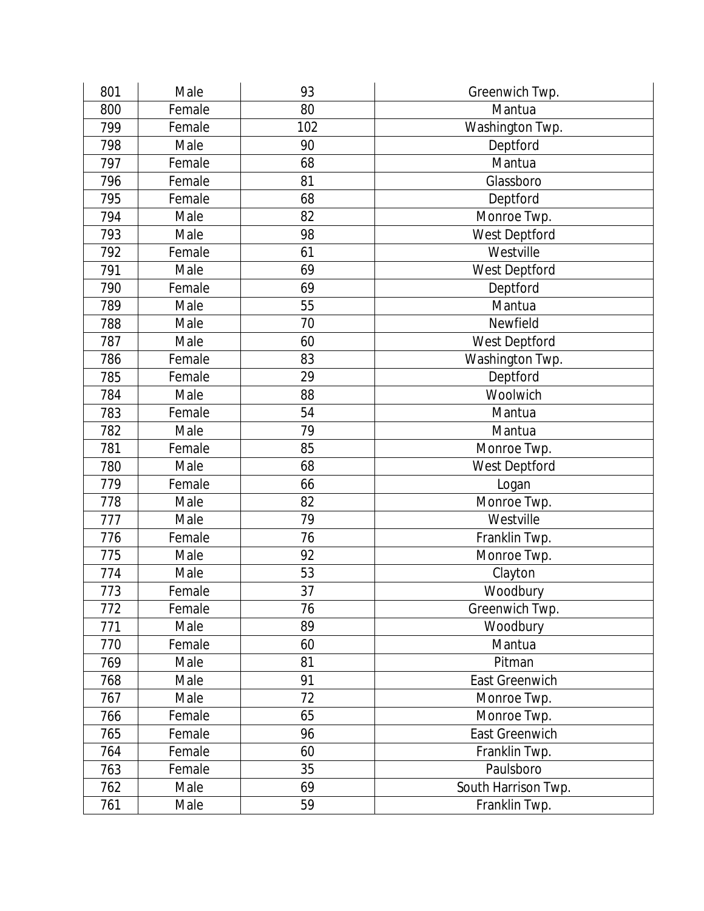| | | | |
|---|---|---|---|
| 801 | Male | 93 | Greenwich Twp. |
| 800 | Female | 80 | Mantua |
| 799 | Female | 102 | Washington Twp. |
| 798 | Male | 90 | Deptford |
| 797 | Female | 68 | Mantua |
| 796 | Female | 81 | Glassboro |
| 795 | Female | 68 | Deptford |
| 794 | Male | 82 | Monroe Twp. |
| 793 | Male | 98 | West Deptford |
| 792 | Female | 61 | Westville |
| 791 | Male | 69 | West Deptford |
| 790 | Female | 69 | Deptford |
| 789 | Male | 55 | Mantua |
| 788 | Male | 70 | Newfield |
| 787 | Male | 60 | West Deptford |
| 786 | Female | 83 | Washington Twp. |
| 785 | Female | 29 | Deptford |
| 784 | Male | 88 | Woolwich |
| 783 | Female | 54 | Mantua |
| 782 | Male | 79 | Mantua |
| 781 | Female | 85 | Monroe Twp. |
| 780 | Male | 68 | West Deptford |
| 779 | Female | 66 | Logan |
| 778 | Male | 82 | Monroe Twp. |
| 777 | Male | 79 | Westville |
| 776 | Female | 76 | Franklin Twp. |
| 775 | Male | 92 | Monroe Twp. |
| 774 | Male | 53 | Clayton |
| 773 | Female | 37 | Woodbury |
| 772 | Female | 76 | Greenwich Twp. |
| 771 | Male | 89 | Woodbury |
| 770 | Female | 60 | Mantua |
| 769 | Male | 81 | Pitman |
| 768 | Male | 91 | East Greenwich |
| 767 | Male | 72 | Monroe Twp. |
| 766 | Female | 65 | Monroe Twp. |
| 765 | Female | 96 | East Greenwich |
| 764 | Female | 60 | Franklin Twp. |
| 763 | Female | 35 | Paulsboro |
| 762 | Male | 69 | South Harrison Twp. |
| 761 | Male | 59 | Franklin Twp. |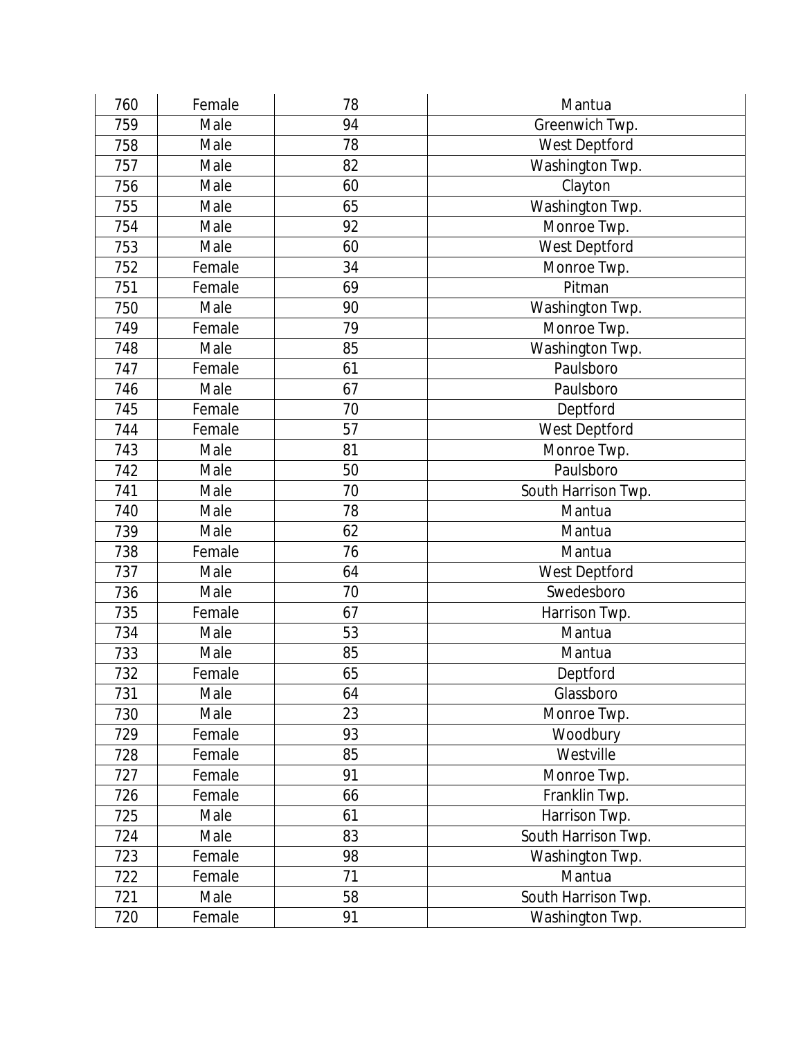| 760 | Female | 78 | Mantua |
|---|---|---|---|
| 759 | Male | 94 | Greenwich Twp. |
| 758 | Male | 78 | West Deptford |
| 757 | Male | 82 | Washington Twp. |
| 756 | Male | 60 | Clayton |
| 755 | Male | 65 | Washington Twp. |
| 754 | Male | 92 | Monroe Twp. |
| 753 | Male | 60 | West Deptford |
| 752 | Female | 34 | Monroe Twp. |
| 751 | Female | 69 | Pitman |
| 750 | Male | 90 | Washington Twp. |
| 749 | Female | 79 | Monroe Twp. |
| 748 | Male | 85 | Washington Twp. |
| 747 | Female | 61 | Paulsboro |
| 746 | Male | 67 | Paulsboro |
| 745 | Female | 70 | Deptford |
| 744 | Female | 57 | West Deptford |
| 743 | Male | 81 | Monroe Twp. |
| 742 | Male | 50 | Paulsboro |
| 741 | Male | 70 | South Harrison Twp. |
| 740 | Male | 78 | Mantua |
| 739 | Male | 62 | Mantua |
| 738 | Female | 76 | Mantua |
| 737 | Male | 64 | West Deptford |
| 736 | Male | 70 | Swedesboro |
| 735 | Female | 67 | Harrison Twp. |
| 734 | Male | 53 | Mantua |
| 733 | Male | 85 | Mantua |
| 732 | Female | 65 | Deptford |
| 731 | Male | 64 | Glassboro |
| 730 | Male | 23 | Monroe Twp. |
| 729 | Female | 93 | Woodbury |
| 728 | Female | 85 | Westville |
| 727 | Female | 91 | Monroe Twp. |
| 726 | Female | 66 | Franklin Twp. |
| 725 | Male | 61 | Harrison Twp. |
| 724 | Male | 83 | South Harrison Twp. |
| 723 | Female | 98 | Washington Twp. |
| 722 | Female | 71 | Mantua |
| 721 | Male | 58 | South Harrison Twp. |
| 720 | Female | 91 | Washington Twp. |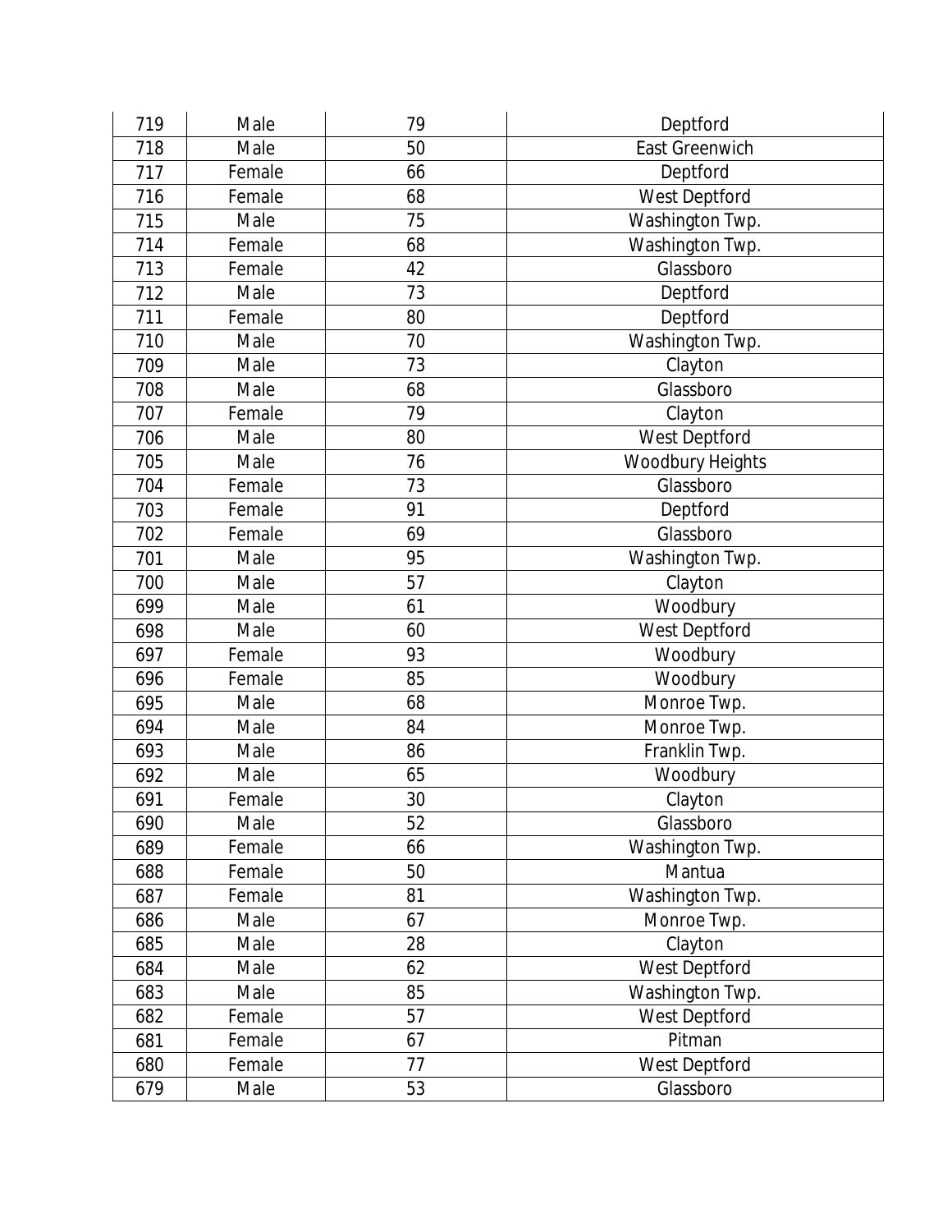| 719 | Male | 79 | Deptford |
|---|---|---|---|
| 718 | Male | 50 | East Greenwich |
| 717 | Female | 66 | Deptford |
| 716 | Female | 68 | West Deptford |
| 715 | Male | 75 | Washington Twp. |
| 714 | Female | 68 | Washington Twp. |
| 713 | Female | 42 | Glassboro |
| 712 | Male | 73 | Deptford |
| 711 | Female | 80 | Deptford |
| 710 | Male | 70 | Washington Twp. |
| 709 | Male | 73 | Clayton |
| 708 | Male | 68 | Glassboro |
| 707 | Female | 79 | Clayton |
| 706 | Male | 80 | West Deptford |
| 705 | Male | 76 | Woodbury Heights |
| 704 | Female | 73 | Glassboro |
| 703 | Female | 91 | Deptford |
| 702 | Female | 69 | Glassboro |
| 701 | Male | 95 | Washington Twp. |
| 700 | Male | 57 | Clayton |
| 699 | Male | 61 | Woodbury |
| 698 | Male | 60 | West Deptford |
| 697 | Female | 93 | Woodbury |
| 696 | Female | 85 | Woodbury |
| 695 | Male | 68 | Monroe Twp. |
| 694 | Male | 84 | Monroe Twp. |
| 693 | Male | 86 | Franklin Twp. |
| 692 | Male | 65 | Woodbury |
| 691 | Female | 30 | Clayton |
| 690 | Male | 52 | Glassboro |
| 689 | Female | 66 | Washington Twp. |
| 688 | Female | 50 | Mantua |
| 687 | Female | 81 | Washington Twp. |
| 686 | Male | 67 | Monroe Twp. |
| 685 | Male | 28 | Clayton |
| 684 | Male | 62 | West Deptford |
| 683 | Male | 85 | Washington Twp. |
| 682 | Female | 57 | West Deptford |
| 681 | Female | 67 | Pitman |
| 680 | Female | 77 | West Deptford |
| 679 | Male | 53 | Glassboro |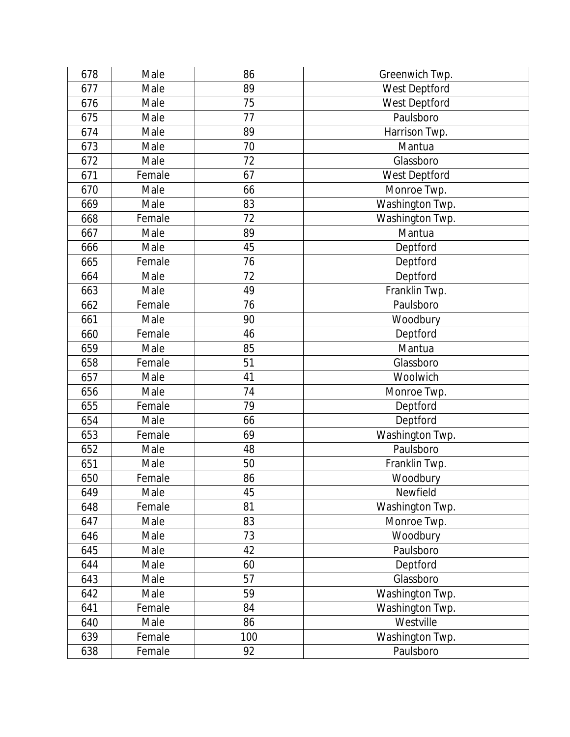| | | | |
|---|---|---|---|
| 678 | Male | 86 | Greenwich Twp. |
| 677 | Male | 89 | West Deptford |
| 676 | Male | 75 | West Deptford |
| 675 | Male | 77 | Paulsboro |
| 674 | Male | 89 | Harrison Twp. |
| 673 | Male | 70 | Mantua |
| 672 | Male | 72 | Glassboro |
| 671 | Female | 67 | West Deptford |
| 670 | Male | 66 | Monroe Twp. |
| 669 | Male | 83 | Washington Twp. |
| 668 | Female | 72 | Washington Twp. |
| 667 | Male | 89 | Mantua |
| 666 | Male | 45 | Deptford |
| 665 | Female | 76 | Deptford |
| 664 | Male | 72 | Deptford |
| 663 | Male | 49 | Franklin Twp. |
| 662 | Female | 76 | Paulsboro |
| 661 | Male | 90 | Woodbury |
| 660 | Female | 46 | Deptford |
| 659 | Male | 85 | Mantua |
| 658 | Female | 51 | Glassboro |
| 657 | Male | 41 | Woolwich |
| 656 | Male | 74 | Monroe Twp. |
| 655 | Female | 79 | Deptford |
| 654 | Male | 66 | Deptford |
| 653 | Female | 69 | Washington Twp. |
| 652 | Male | 48 | Paulsboro |
| 651 | Male | 50 | Franklin Twp. |
| 650 | Female | 86 | Woodbury |
| 649 | Male | 45 | Newfield |
| 648 | Female | 81 | Washington Twp. |
| 647 | Male | 83 | Monroe Twp. |
| 646 | Male | 73 | Woodbury |
| 645 | Male | 42 | Paulsboro |
| 644 | Male | 60 | Deptford |
| 643 | Male | 57 | Glassboro |
| 642 | Male | 59 | Washington Twp. |
| 641 | Female | 84 | Washington Twp. |
| 640 | Male | 86 | Westville |
| 639 | Female | 100 | Washington Twp. |
| 638 | Female | 92 | Paulsboro |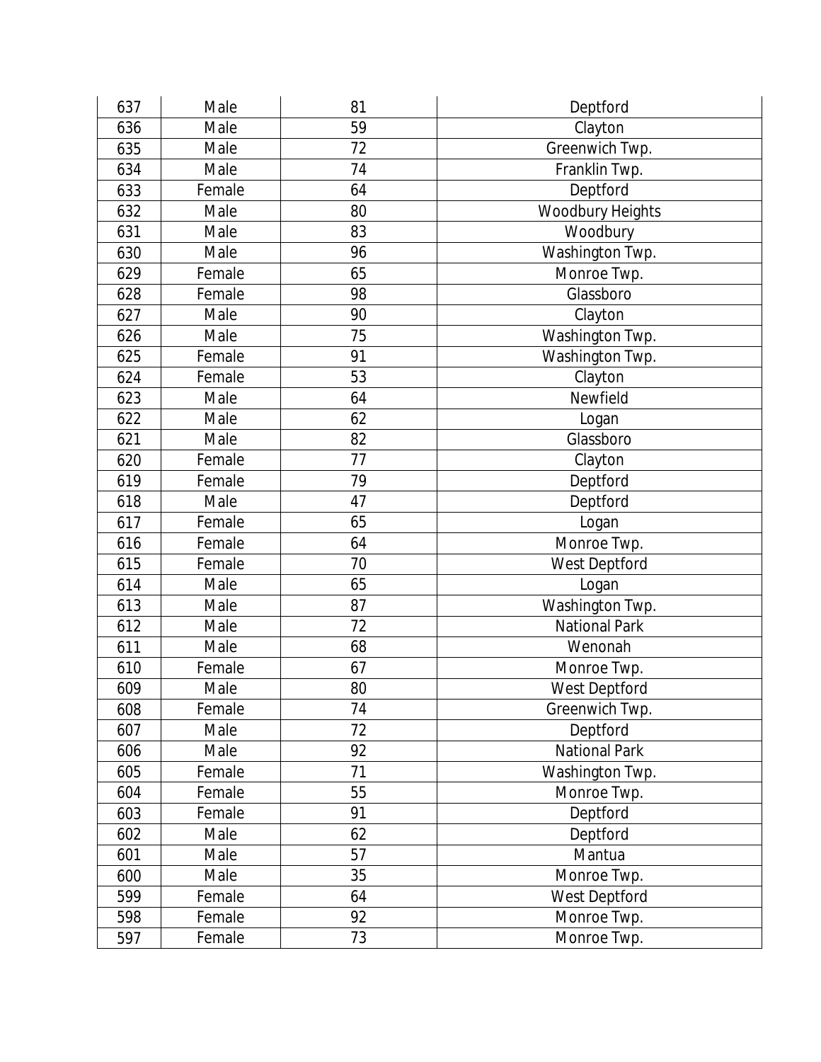| 637 | Male | 81 | Deptford |
|---|---|---|---|
| 636 | Male | 59 | Clayton |
| 635 | Male | 72 | Greenwich Twp. |
| 634 | Male | 74 | Franklin Twp. |
| 633 | Female | 64 | Deptford |
| 632 | Male | 80 | Woodbury Heights |
| 631 | Male | 83 | Woodbury |
| 630 | Male | 96 | Washington Twp. |
| 629 | Female | 65 | Monroe Twp. |
| 628 | Female | 98 | Glassboro |
| 627 | Male | 90 | Clayton |
| 626 | Male | 75 | Washington Twp. |
| 625 | Female | 91 | Washington Twp. |
| 624 | Female | 53 | Clayton |
| 623 | Male | 64 | Newfield |
| 622 | Male | 62 | Logan |
| 621 | Male | 82 | Glassboro |
| 620 | Female | 77 | Clayton |
| 619 | Female | 79 | Deptford |
| 618 | Male | 47 | Deptford |
| 617 | Female | 65 | Logan |
| 616 | Female | 64 | Monroe Twp. |
| 615 | Female | 70 | West Deptford |
| 614 | Male | 65 | Logan |
| 613 | Male | 87 | Washington Twp. |
| 612 | Male | 72 | National Park |
| 611 | Male | 68 | Wenonah |
| 610 | Female | 67 | Monroe Twp. |
| 609 | Male | 80 | West Deptford |
| 608 | Female | 74 | Greenwich Twp. |
| 607 | Male | 72 | Deptford |
| 606 | Male | 92 | National Park |
| 605 | Female | 71 | Washington Twp. |
| 604 | Female | 55 | Monroe Twp. |
| 603 | Female | 91 | Deptford |
| 602 | Male | 62 | Deptford |
| 601 | Male | 57 | Mantua |
| 600 | Male | 35 | Monroe Twp. |
| 599 | Female | 64 | West Deptford |
| 598 | Female | 92 | Monroe Twp. |
| 597 | Female | 73 | Monroe Twp. |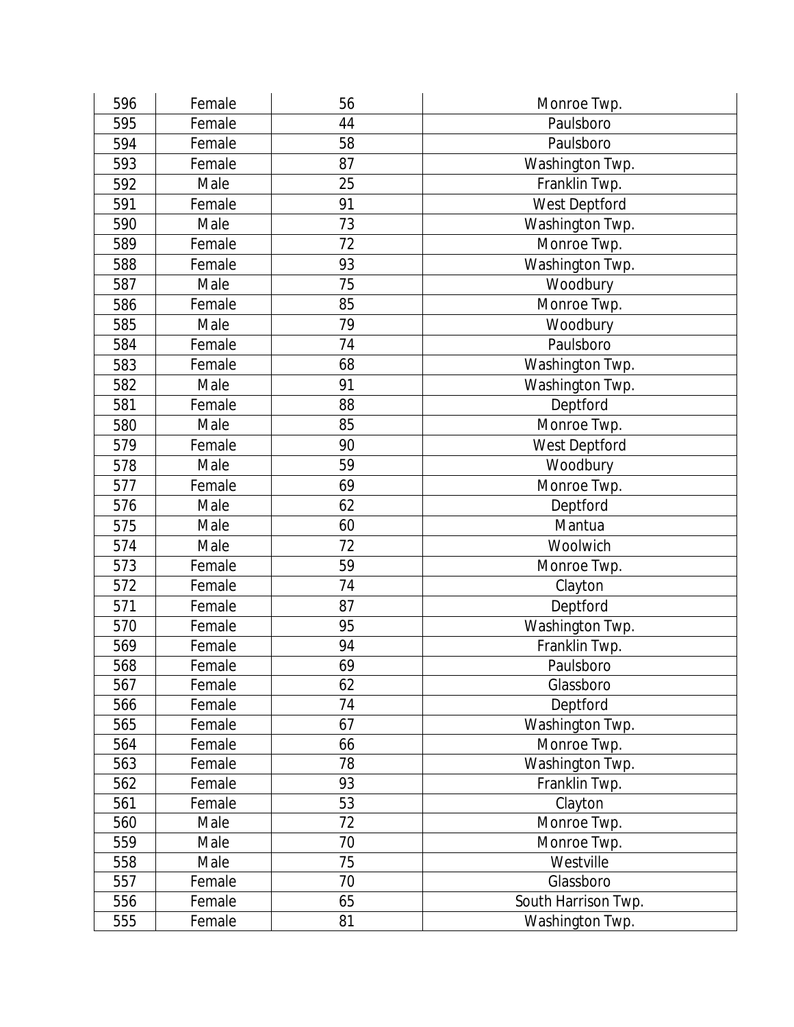| | | | |
|---|---|---|---|
| 596 | Female | 56 | Monroe Twp. |
| 595 | Female | 44 | Paulsboro |
| 594 | Female | 58 | Paulsboro |
| 593 | Female | 87 | Washington Twp. |
| 592 | Male | 25 | Franklin Twp. |
| 591 | Female | 91 | West Deptford |
| 590 | Male | 73 | Washington Twp. |
| 589 | Female | 72 | Monroe Twp. |
| 588 | Female | 93 | Washington Twp. |
| 587 | Male | 75 | Woodbury |
| 586 | Female | 85 | Monroe Twp. |
| 585 | Male | 79 | Woodbury |
| 584 | Female | 74 | Paulsboro |
| 583 | Female | 68 | Washington Twp. |
| 582 | Male | 91 | Washington Twp. |
| 581 | Female | 88 | Deptford |
| 580 | Male | 85 | Monroe Twp. |
| 579 | Female | 90 | West Deptford |
| 578 | Male | 59 | Woodbury |
| 577 | Female | 69 | Monroe Twp. |
| 576 | Male | 62 | Deptford |
| 575 | Male | 60 | Mantua |
| 574 | Male | 72 | Woolwich |
| 573 | Female | 59 | Monroe Twp. |
| 572 | Female | 74 | Clayton |
| 571 | Female | 87 | Deptford |
| 570 | Female | 95 | Washington Twp. |
| 569 | Female | 94 | Franklin Twp. |
| 568 | Female | 69 | Paulsboro |
| 567 | Female | 62 | Glassboro |
| 566 | Female | 74 | Deptford |
| 565 | Female | 67 | Washington Twp. |
| 564 | Female | 66 | Monroe Twp. |
| 563 | Female | 78 | Washington Twp. |
| 562 | Female | 93 | Franklin Twp. |
| 561 | Female | 53 | Clayton |
| 560 | Male | 72 | Monroe Twp. |
| 559 | Male | 70 | Monroe Twp. |
| 558 | Male | 75 | Westville |
| 557 | Female | 70 | Glassboro |
| 556 | Female | 65 | South Harrison Twp. |
| 555 | Female | 81 | Washington Twp. |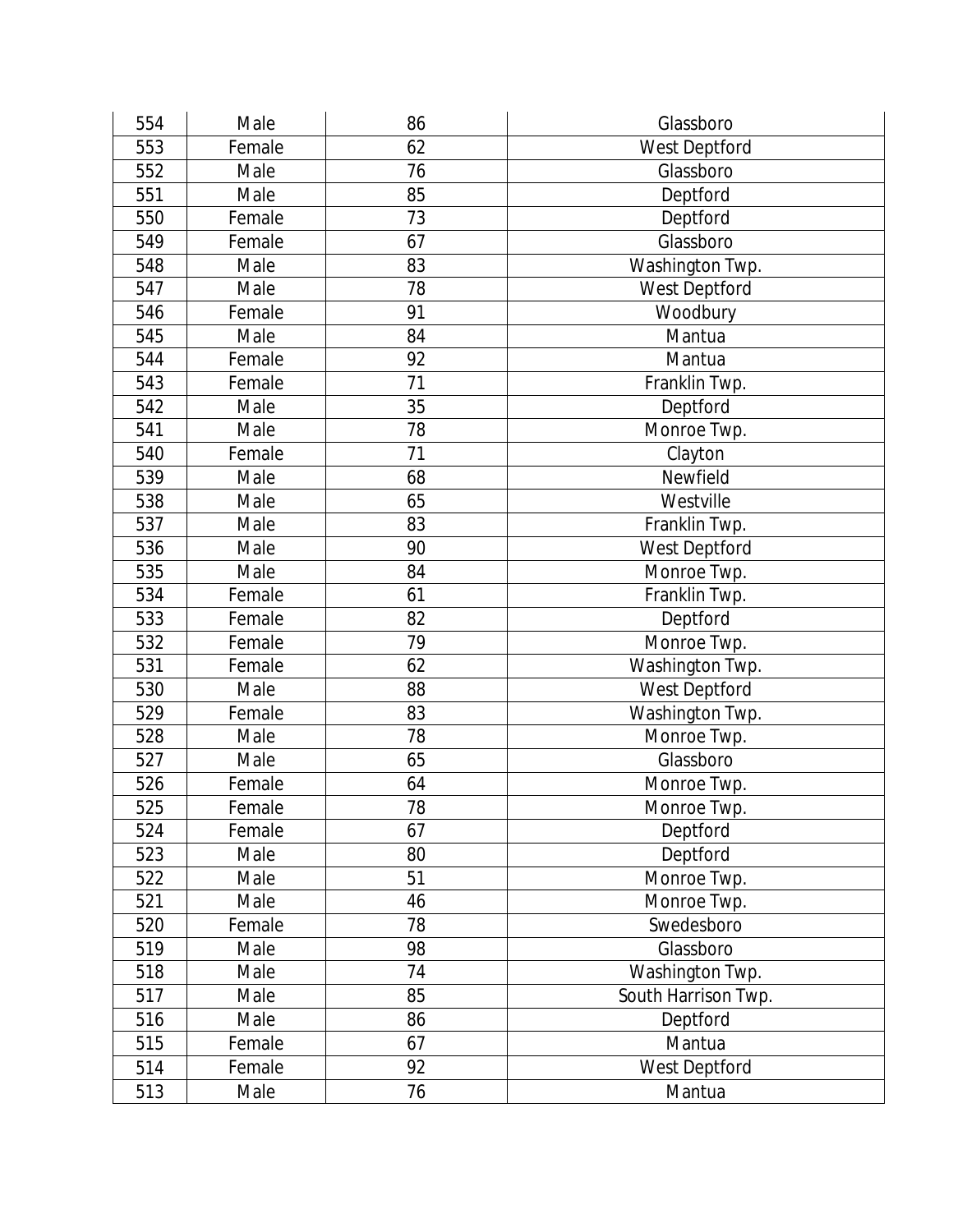| | | | |
|---|---|---|---|
| 554 | Male | 86 | Glassboro |
| 553 | Female | 62 | West Deptford |
| 552 | Male | 76 | Glassboro |
| 551 | Male | 85 | Deptford |
| 550 | Female | 73 | Deptford |
| 549 | Female | 67 | Glassboro |
| 548 | Male | 83 | Washington Twp. |
| 547 | Male | 78 | West Deptford |
| 546 | Female | 91 | Woodbury |
| 545 | Male | 84 | Mantua |
| 544 | Female | 92 | Mantua |
| 543 | Female | 71 | Franklin Twp. |
| 542 | Male | 35 | Deptford |
| 541 | Male | 78 | Monroe Twp. |
| 540 | Female | 71 | Clayton |
| 539 | Male | 68 | Newfield |
| 538 | Male | 65 | Westville |
| 537 | Male | 83 | Franklin Twp. |
| 536 | Male | 90 | West Deptford |
| 535 | Male | 84 | Monroe Twp. |
| 534 | Female | 61 | Franklin Twp. |
| 533 | Female | 82 | Deptford |
| 532 | Female | 79 | Monroe Twp. |
| 531 | Female | 62 | Washington Twp. |
| 530 | Male | 88 | West Deptford |
| 529 | Female | 83 | Washington Twp. |
| 528 | Male | 78 | Monroe Twp. |
| 527 | Male | 65 | Glassboro |
| 526 | Female | 64 | Monroe Twp. |
| 525 | Female | 78 | Monroe Twp. |
| 524 | Female | 67 | Deptford |
| 523 | Male | 80 | Deptford |
| 522 | Male | 51 | Monroe Twp. |
| 521 | Male | 46 | Monroe Twp. |
| 520 | Female | 78 | Swedesboro |
| 519 | Male | 98 | Glassboro |
| 518 | Male | 74 | Washington Twp. |
| 517 | Male | 85 | South Harrison Twp. |
| 516 | Male | 86 | Deptford |
| 515 | Female | 67 | Mantua |
| 514 | Female | 92 | West Deptford |
| 513 | Male | 76 | Mantua |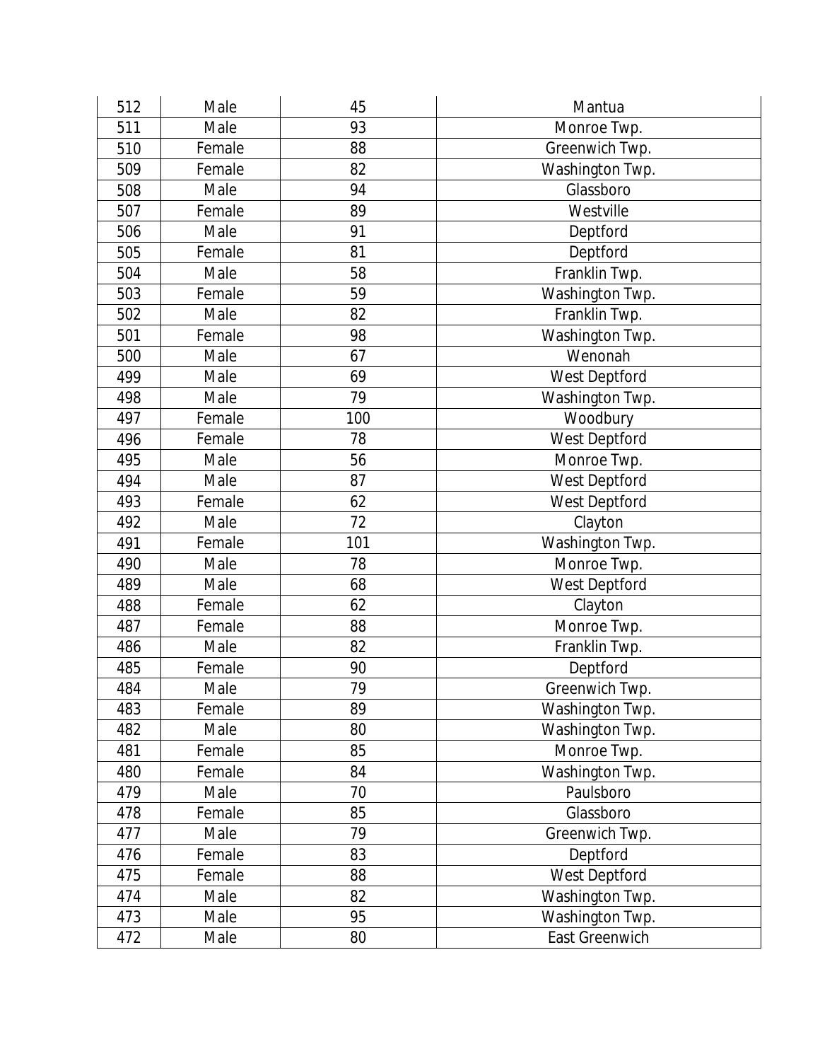| 512 | Male | 45 | Mantua |
|---|---|---|---|
| 511 | Male | 93 | Monroe Twp. |
| 510 | Female | 88 | Greenwich Twp. |
| 509 | Female | 82 | Washington Twp. |
| 508 | Male | 94 | Glassboro |
| 507 | Female | 89 | Westville |
| 506 | Male | 91 | Deptford |
| 505 | Female | 81 | Deptford |
| 504 | Male | 58 | Franklin Twp. |
| 503 | Female | 59 | Washington Twp. |
| 502 | Male | 82 | Franklin Twp. |
| 501 | Female | 98 | Washington Twp. |
| 500 | Male | 67 | Wenonah |
| 499 | Male | 69 | West Deptford |
| 498 | Male | 79 | Washington Twp. |
| 497 | Female | 100 | Woodbury |
| 496 | Female | 78 | West Deptford |
| 495 | Male | 56 | Monroe Twp. |
| 494 | Male | 87 | West Deptford |
| 493 | Female | 62 | West Deptford |
| 492 | Male | 72 | Clayton |
| 491 | Female | 101 | Washington Twp. |
| 490 | Male | 78 | Monroe Twp. |
| 489 | Male | 68 | West Deptford |
| 488 | Female | 62 | Clayton |
| 487 | Female | 88 | Monroe Twp. |
| 486 | Male | 82 | Franklin Twp. |
| 485 | Female | 90 | Deptford |
| 484 | Male | 79 | Greenwich Twp. |
| 483 | Female | 89 | Washington Twp. |
| 482 | Male | 80 | Washington Twp. |
| 481 | Female | 85 | Monroe Twp. |
| 480 | Female | 84 | Washington Twp. |
| 479 | Male | 70 | Paulsboro |
| 478 | Female | 85 | Glassboro |
| 477 | Male | 79 | Greenwich Twp. |
| 476 | Female | 83 | Deptford |
| 475 | Female | 88 | West Deptford |
| 474 | Male | 82 | Washington Twp. |
| 473 | Male | 95 | Washington Twp. |
| 472 | Male | 80 | East Greenwich |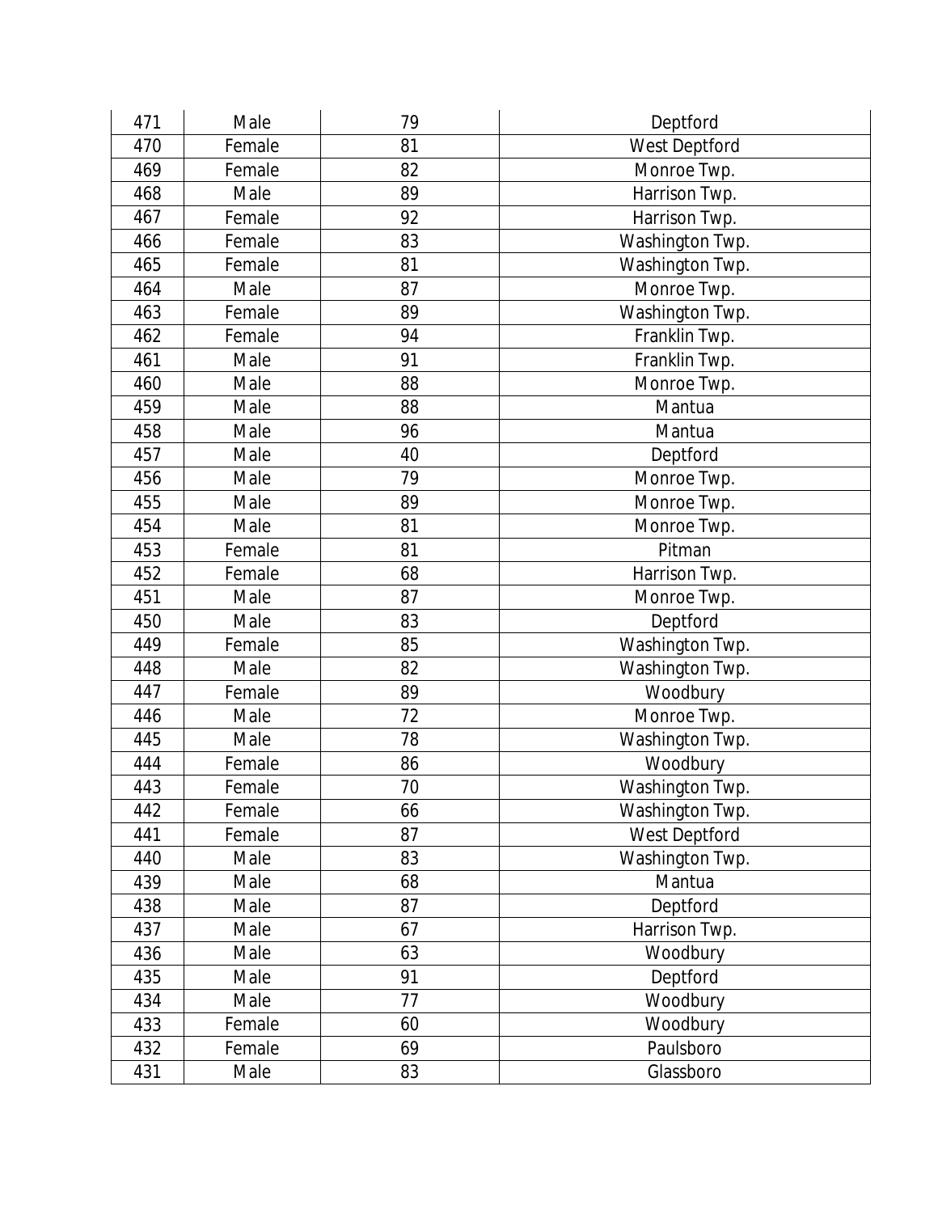| 471 | Male | 79 | Deptford |
|---|---|---|---|
| 470 | Female | 81 | West Deptford |
| 469 | Female | 82 | Monroe Twp. |
| 468 | Male | 89 | Harrison Twp. |
| 467 | Female | 92 | Harrison Twp. |
| 466 | Female | 83 | Washington Twp. |
| 465 | Female | 81 | Washington Twp. |
| 464 | Male | 87 | Monroe Twp. |
| 463 | Female | 89 | Washington Twp. |
| 462 | Female | 94 | Franklin Twp. |
| 461 | Male | 91 | Franklin Twp. |
| 460 | Male | 88 | Monroe Twp. |
| 459 | Male | 88 | Mantua |
| 458 | Male | 96 | Mantua |
| 457 | Male | 40 | Deptford |
| 456 | Male | 79 | Monroe Twp. |
| 455 | Male | 89 | Monroe Twp. |
| 454 | Male | 81 | Monroe Twp. |
| 453 | Female | 81 | Pitman |
| 452 | Female | 68 | Harrison Twp. |
| 451 | Male | 87 | Monroe Twp. |
| 450 | Male | 83 | Deptford |
| 449 | Female | 85 | Washington Twp. |
| 448 | Male | 82 | Washington Twp. |
| 447 | Female | 89 | Woodbury |
| 446 | Male | 72 | Monroe Twp. |
| 445 | Male | 78 | Washington Twp. |
| 444 | Female | 86 | Woodbury |
| 443 | Female | 70 | Washington Twp. |
| 442 | Female | 66 | Washington Twp. |
| 441 | Female | 87 | West Deptford |
| 440 | Male | 83 | Washington Twp. |
| 439 | Male | 68 | Mantua |
| 438 | Male | 87 | Deptford |
| 437 | Male | 67 | Harrison Twp. |
| 436 | Male | 63 | Woodbury |
| 435 | Male | 91 | Deptford |
| 434 | Male | 77 | Woodbury |
| 433 | Female | 60 | Woodbury |
| 432 | Female | 69 | Paulsboro |
| 431 | Male | 83 | Glassboro |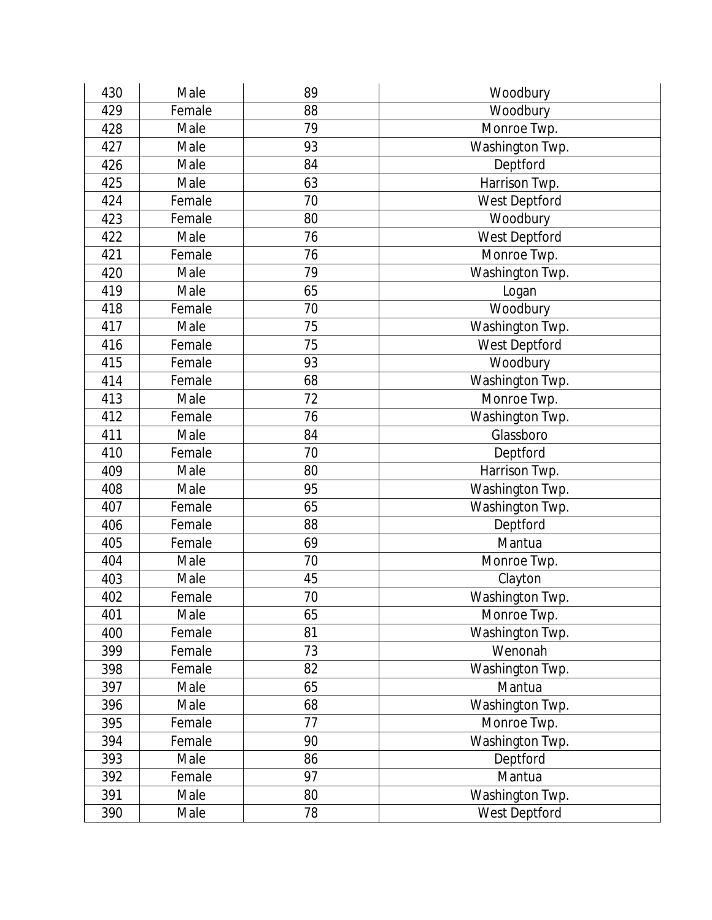| 430 | Male | 89 | Woodbury |
|---|---|---|---|
| 429 | Female | 88 | Woodbury |
| 428 | Male | 79 | Monroe Twp. |
| 427 | Male | 93 | Washington Twp. |
| 426 | Male | 84 | Deptford |
| 425 | Male | 63 | Harrison Twp. |
| 424 | Female | 70 | West Deptford |
| 423 | Female | 80 | Woodbury |
| 422 | Male | 76 | West Deptford |
| 421 | Female | 76 | Monroe Twp. |
| 420 | Male | 79 | Washington Twp. |
| 419 | Male | 65 | Logan |
| 418 | Female | 70 | Woodbury |
| 417 | Male | 75 | Washington Twp. |
| 416 | Female | 75 | West Deptford |
| 415 | Female | 93 | Woodbury |
| 414 | Female | 68 | Washington Twp. |
| 413 | Male | 72 | Monroe Twp. |
| 412 | Female | 76 | Washington Twp. |
| 411 | Male | 84 | Glassboro |
| 410 | Female | 70 | Deptford |
| 409 | Male | 80 | Harrison Twp. |
| 408 | Male | 95 | Washington Twp. |
| 407 | Female | 65 | Washington Twp. |
| 406 | Female | 88 | Deptford |
| 405 | Female | 69 | Mantua |
| 404 | Male | 70 | Monroe Twp. |
| 403 | Male | 45 | Clayton |
| 402 | Female | 70 | Washington Twp. |
| 401 | Male | 65 | Monroe Twp. |
| 400 | Female | 81 | Washington Twp. |
| 399 | Female | 73 | Wenonah |
| 398 | Female | 82 | Washington Twp. |
| 397 | Male | 65 | Mantua |
| 396 | Male | 68 | Washington Twp. |
| 395 | Female | 77 | Monroe Twp. |
| 394 | Female | 90 | Washington Twp. |
| 393 | Male | 86 | Deptford |
| 392 | Female | 97 | Mantua |
| 391 | Male | 80 | Washington Twp. |
| 390 | Male | 78 | West Deptford |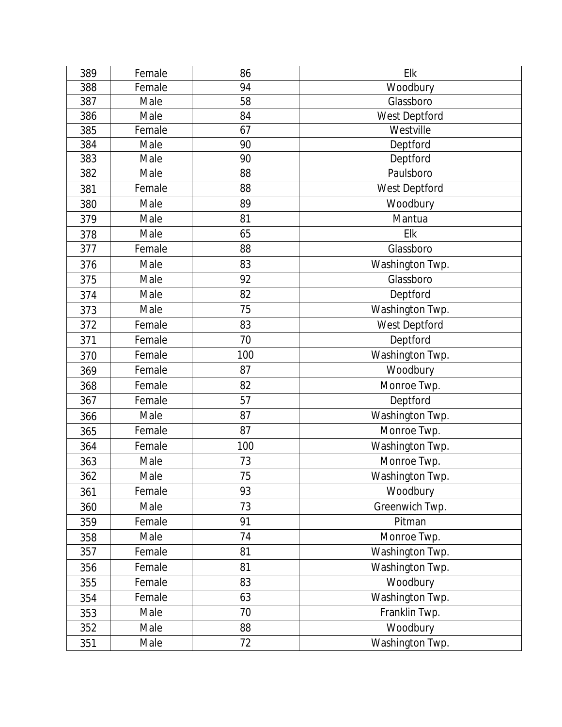| 389 | Female | 86 | Elk |
|---|---|---|---|
| 388 | Female | 94 | Woodbury |
| 387 | Male | 58 | Glassboro |
| 386 | Male | 84 | West Deptford |
| 385 | Female | 67 | Westville |
| 384 | Male | 90 | Deptford |
| 383 | Male | 90 | Deptford |
| 382 | Male | 88 | Paulsboro |
| 381 | Female | 88 | West Deptford |
| 380 | Male | 89 | Woodbury |
| 379 | Male | 81 | Mantua |
| 378 | Male | 65 | Elk |
| 377 | Female | 88 | Glassboro |
| 376 | Male | 83 | Washington Twp. |
| 375 | Male | 92 | Glassboro |
| 374 | Male | 82 | Deptford |
| 373 | Male | 75 | Washington Twp. |
| 372 | Female | 83 | West Deptford |
| 371 | Female | 70 | Deptford |
| 370 | Female | 100 | Washington Twp. |
| 369 | Female | 87 | Woodbury |
| 368 | Female | 82 | Monroe Twp. |
| 367 | Female | 57 | Deptford |
| 366 | Male | 87 | Washington Twp. |
| 365 | Female | 87 | Monroe Twp. |
| 364 | Female | 100 | Washington Twp. |
| 363 | Male | 73 | Monroe Twp. |
| 362 | Male | 75 | Washington Twp. |
| 361 | Female | 93 | Woodbury |
| 360 | Male | 73 | Greenwich Twp. |
| 359 | Female | 91 | Pitman |
| 358 | Male | 74 | Monroe Twp. |
| 357 | Female | 81 | Washington Twp. |
| 356 | Female | 81 | Washington Twp. |
| 355 | Female | 83 | Woodbury |
| 354 | Female | 63 | Washington Twp. |
| 353 | Male | 70 | Franklin Twp. |
| 352 | Male | 88 | Woodbury |
| 351 | Male | 72 | Washington Twp. |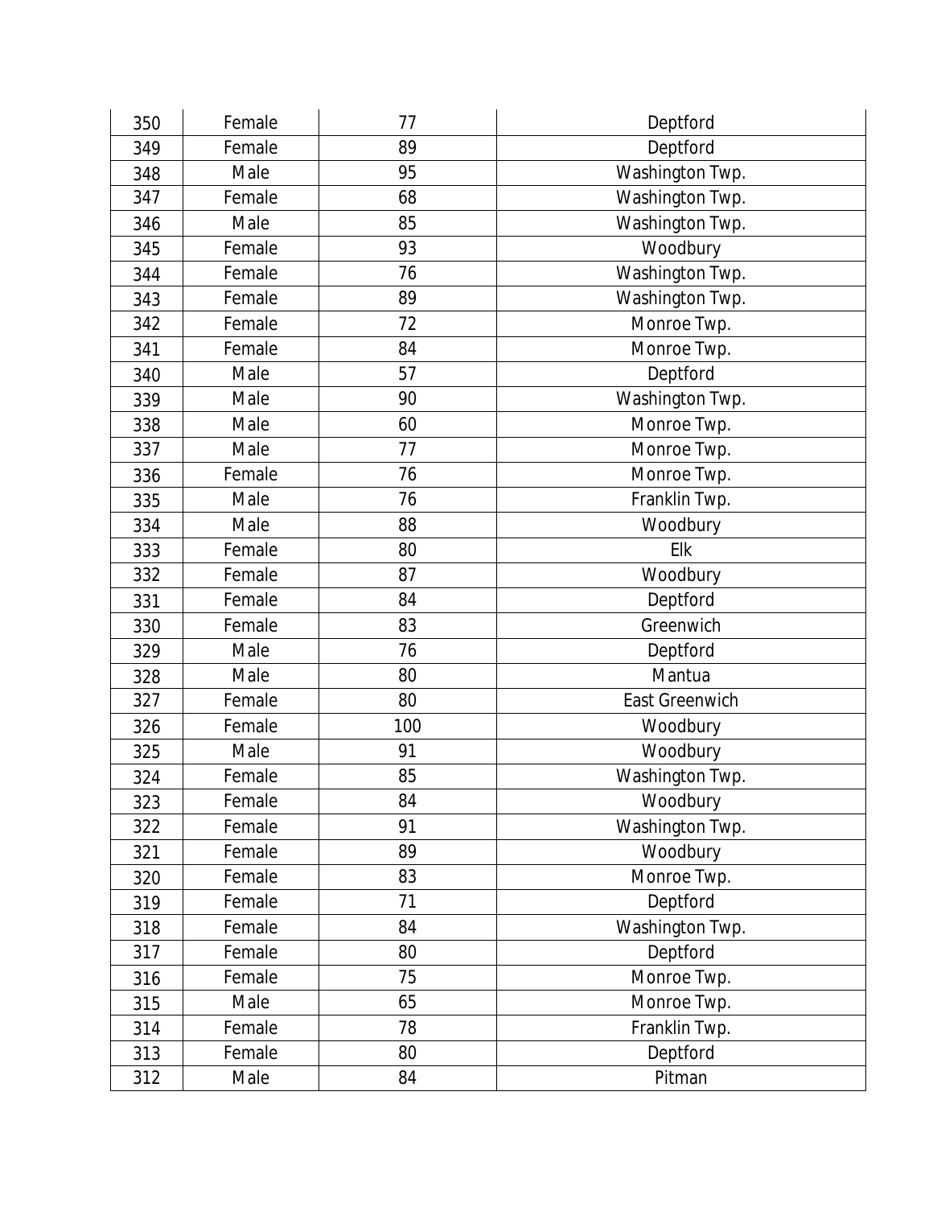| 350 | Female | 77 | Deptford |
|---|---|---|---|
| 349 | Female | 89 | Deptford |
| 348 | Male | 95 | Washington Twp. |
| 347 | Female | 68 | Washington Twp. |
| 346 | Male | 85 | Washington Twp. |
| 345 | Female | 93 | Woodbury |
| 344 | Female | 76 | Washington Twp. |
| 343 | Female | 89 | Washington Twp. |
| 342 | Female | 72 | Monroe Twp. |
| 341 | Female | 84 | Monroe Twp. |
| 340 | Male | 57 | Deptford |
| 339 | Male | 90 | Washington Twp. |
| 338 | Male | 60 | Monroe Twp. |
| 337 | Male | 77 | Monroe Twp. |
| 336 | Female | 76 | Monroe Twp. |
| 335 | Male | 76 | Franklin Twp. |
| 334 | Male | 88 | Woodbury |
| 333 | Female | 80 | Elk |
| 332 | Female | 87 | Woodbury |
| 331 | Female | 84 | Deptford |
| 330 | Female | 83 | Greenwich |
| 329 | Male | 76 | Deptford |
| 328 | Male | 80 | Mantua |
| 327 | Female | 80 | East Greenwich |
| 326 | Female | 100 | Woodbury |
| 325 | Male | 91 | Woodbury |
| 324 | Female | 85 | Washington Twp. |
| 323 | Female | 84 | Woodbury |
| 322 | Female | 91 | Washington Twp. |
| 321 | Female | 89 | Woodbury |
| 320 | Female | 83 | Monroe Twp. |
| 319 | Female | 71 | Deptford |
| 318 | Female | 84 | Washington Twp. |
| 317 | Female | 80 | Deptford |
| 316 | Female | 75 | Monroe Twp. |
| 315 | Male | 65 | Monroe Twp. |
| 314 | Female | 78 | Franklin Twp. |
| 313 | Female | 80 | Deptford |
| 312 | Male | 84 | Pitman |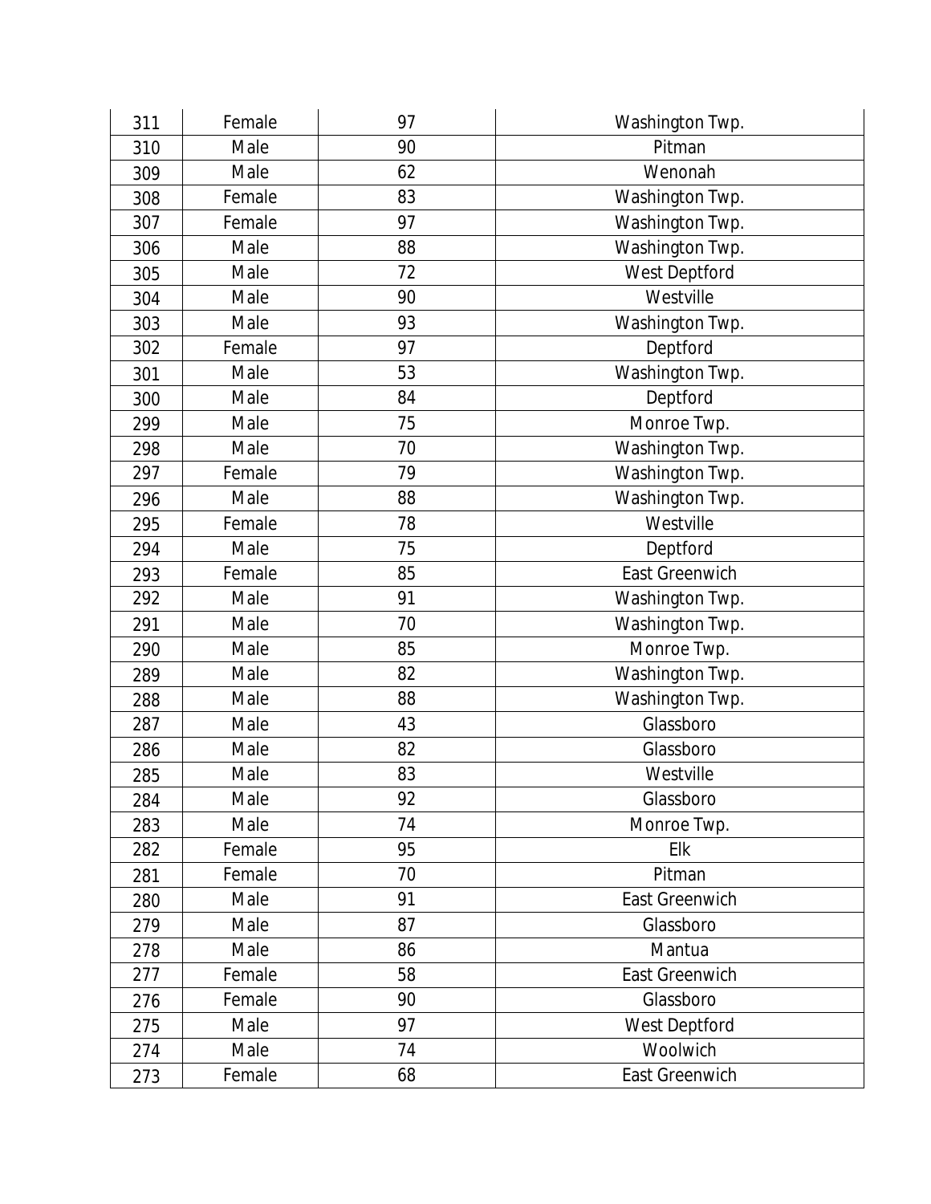| | | | |
|---|---|---|---|
| 311 | Female | 97 | Washington Twp. |
| 310 | Male | 90 | Pitman |
| 309 | Male | 62 | Wenonah |
| 308 | Female | 83 | Washington Twp. |
| 307 | Female | 97 | Washington Twp. |
| 306 | Male | 88 | Washington Twp. |
| 305 | Male | 72 | West Deptford |
| 304 | Male | 90 | Westville |
| 303 | Male | 93 | Washington Twp. |
| 302 | Female | 97 | Deptford |
| 301 | Male | 53 | Washington Twp. |
| 300 | Male | 84 | Deptford |
| 299 | Male | 75 | Monroe Twp. |
| 298 | Male | 70 | Washington Twp. |
| 297 | Female | 79 | Washington Twp. |
| 296 | Male | 88 | Washington Twp. |
| 295 | Female | 78 | Westville |
| 294 | Male | 75 | Deptford |
| 293 | Female | 85 | East Greenwich |
| 292 | Male | 91 | Washington Twp. |
| 291 | Male | 70 | Washington Twp. |
| 290 | Male | 85 | Monroe Twp. |
| 289 | Male | 82 | Washington Twp. |
| 288 | Male | 88 | Washington Twp. |
| 287 | Male | 43 | Glassboro |
| 286 | Male | 82 | Glassboro |
| 285 | Male | 83 | Westville |
| 284 | Male | 92 | Glassboro |
| 283 | Male | 74 | Monroe Twp. |
| 282 | Female | 95 | Elk |
| 281 | Female | 70 | Pitman |
| 280 | Male | 91 | East Greenwich |
| 279 | Male | 87 | Glassboro |
| 278 | Male | 86 | Mantua |
| 277 | Female | 58 | East Greenwich |
| 276 | Female | 90 | Glassboro |
| 275 | Male | 97 | West Deptford |
| 274 | Male | 74 | Woolwich |
| 273 | Female | 68 | East Greenwich |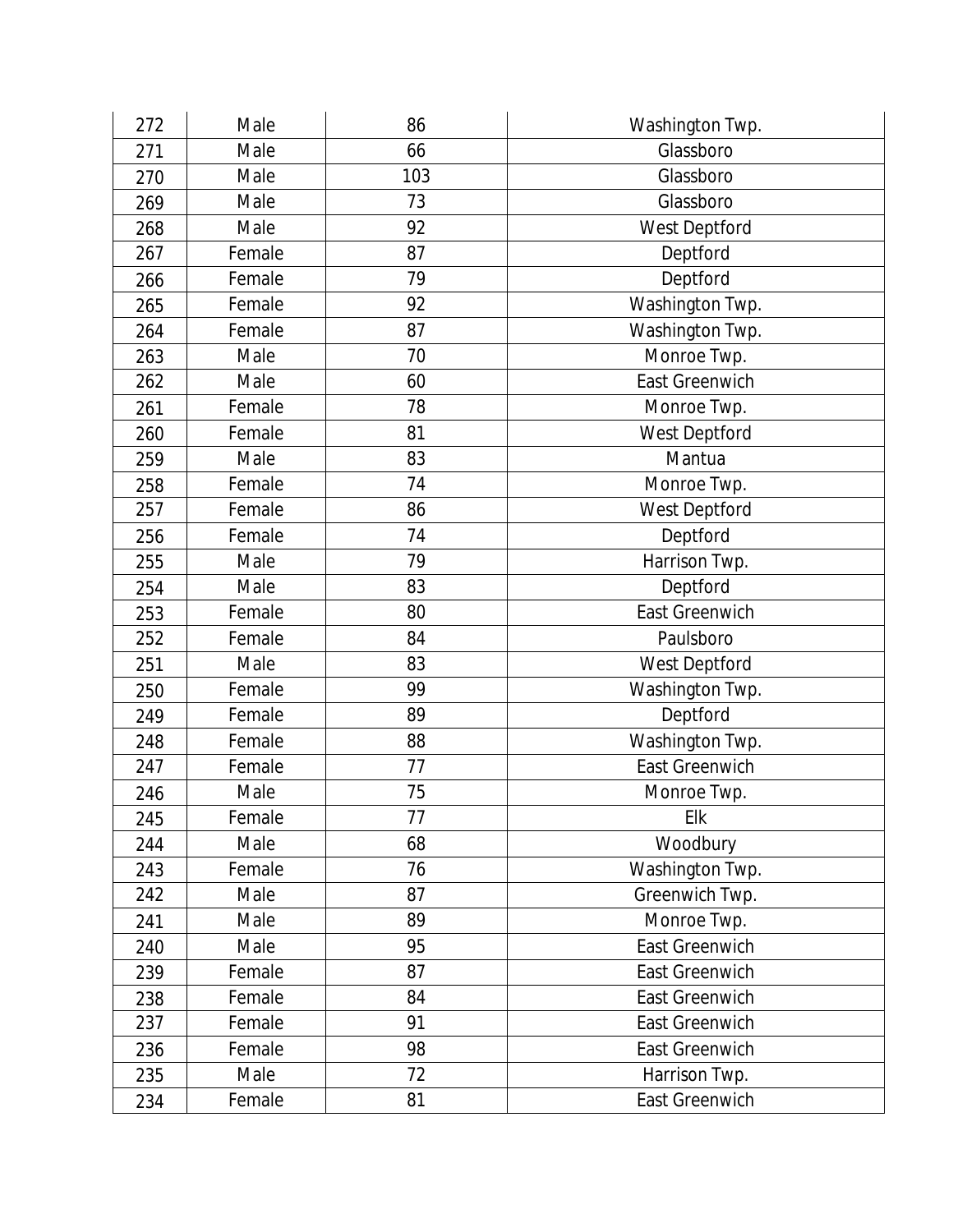| | | | |
|---|---|---|---|
| 272 | Male | 86 | Washington Twp. |
| 271 | Male | 66 | Glassboro |
| 270 | Male | 103 | Glassboro |
| 269 | Male | 73 | Glassboro |
| 268 | Male | 92 | West Deptford |
| 267 | Female | 87 | Deptford |
| 266 | Female | 79 | Deptford |
| 265 | Female | 92 | Washington Twp. |
| 264 | Female | 87 | Washington Twp. |
| 263 | Male | 70 | Monroe Twp. |
| 262 | Male | 60 | East Greenwich |
| 261 | Female | 78 | Monroe Twp. |
| 260 | Female | 81 | West Deptford |
| 259 | Male | 83 | Mantua |
| 258 | Female | 74 | Monroe Twp. |
| 257 | Female | 86 | West Deptford |
| 256 | Female | 74 | Deptford |
| 255 | Male | 79 | Harrison Twp. |
| 254 | Male | 83 | Deptford |
| 253 | Female | 80 | East Greenwich |
| 252 | Female | 84 | Paulsboro |
| 251 | Male | 83 | West Deptford |
| 250 | Female | 99 | Washington Twp. |
| 249 | Female | 89 | Deptford |
| 248 | Female | 88 | Washington Twp. |
| 247 | Female | 77 | East Greenwich |
| 246 | Male | 75 | Monroe Twp. |
| 245 | Female | 77 | Elk |
| 244 | Male | 68 | Woodbury |
| 243 | Female | 76 | Washington Twp. |
| 242 | Male | 87 | Greenwich Twp. |
| 241 | Male | 89 | Monroe Twp. |
| 240 | Male | 95 | East Greenwich |
| 239 | Female | 87 | East Greenwich |
| 238 | Female | 84 | East Greenwich |
| 237 | Female | 91 | East Greenwich |
| 236 | Female | 98 | East Greenwich |
| 235 | Male | 72 | Harrison Twp. |
| 234 | Female | 81 | East Greenwich |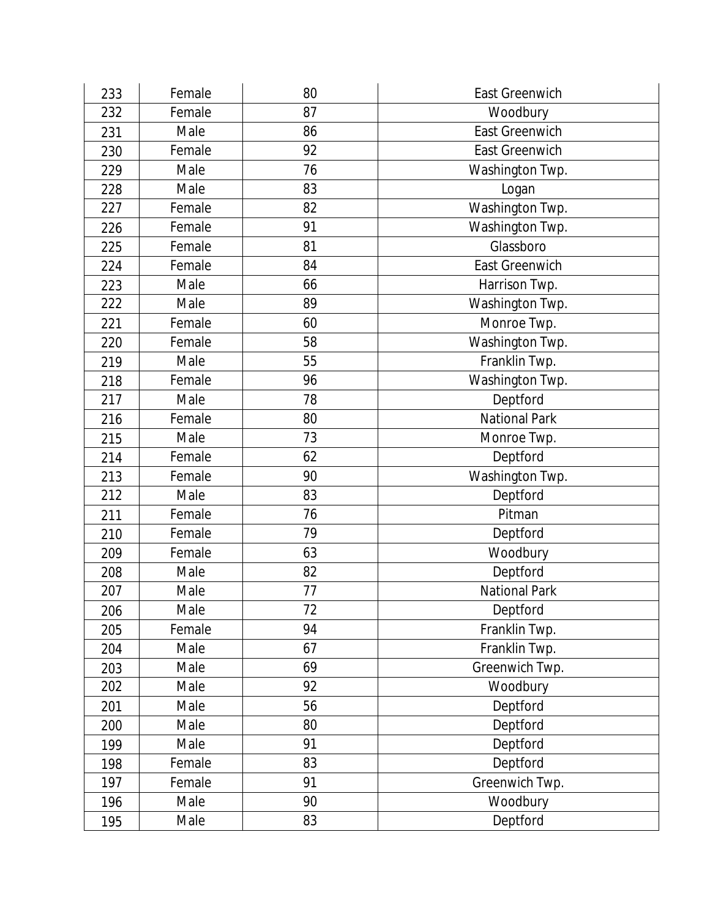| | | | |
|---|---|---|---|
| 233 | Female | 80 | East Greenwich |
| 232 | Female | 87 | Woodbury |
| 231 | Male | 86 | East Greenwich |
| 230 | Female | 92 | East Greenwich |
| 229 | Male | 76 | Washington Twp. |
| 228 | Male | 83 | Logan |
| 227 | Female | 82 | Washington Twp. |
| 226 | Female | 91 | Washington Twp. |
| 225 | Female | 81 | Glassboro |
| 224 | Female | 84 | East Greenwich |
| 223 | Male | 66 | Harrison Twp. |
| 222 | Male | 89 | Washington Twp. |
| 221 | Female | 60 | Monroe Twp. |
| 220 | Female | 58 | Washington Twp. |
| 219 | Male | 55 | Franklin Twp. |
| 218 | Female | 96 | Washington Twp. |
| 217 | Male | 78 | Deptford |
| 216 | Female | 80 | National Park |
| 215 | Male | 73 | Monroe Twp. |
| 214 | Female | 62 | Deptford |
| 213 | Female | 90 | Washington Twp. |
| 212 | Male | 83 | Deptford |
| 211 | Female | 76 | Pitman |
| 210 | Female | 79 | Deptford |
| 209 | Female | 63 | Woodbury |
| 208 | Male | 82 | Deptford |
| 207 | Male | 77 | National Park |
| 206 | Male | 72 | Deptford |
| 205 | Female | 94 | Franklin Twp. |
| 204 | Male | 67 | Franklin Twp. |
| 203 | Male | 69 | Greenwich Twp. |
| 202 | Male | 92 | Woodbury |
| 201 | Male | 56 | Deptford |
| 200 | Male | 80 | Deptford |
| 199 | Male | 91 | Deptford |
| 198 | Female | 83 | Deptford |
| 197 | Female | 91 | Greenwich Twp. |
| 196 | Male | 90 | Woodbury |
| 195 | Male | 83 | Deptford |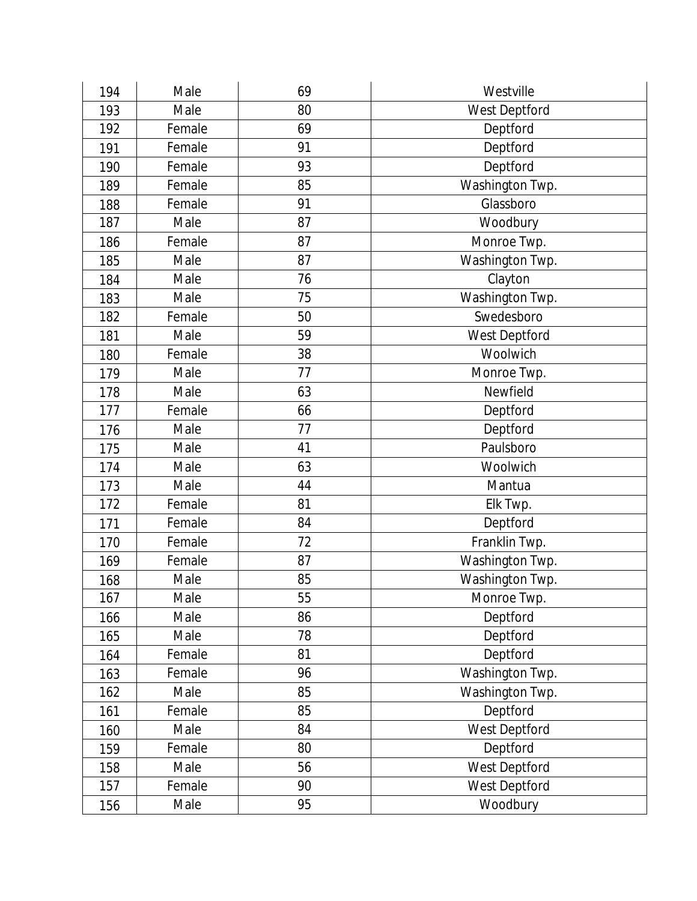| 194 | Male | 69 | Westville |
|---|---|---|---|
| 193 | Male | 80 | West Deptford |
| 192 | Female | 69 | Deptford |
| 191 | Female | 91 | Deptford |
| 190 | Female | 93 | Deptford |
| 189 | Female | 85 | Washington Twp. |
| 188 | Female | 91 | Glassboro |
| 187 | Male | 87 | Woodbury |
| 186 | Female | 87 | Monroe Twp. |
| 185 | Male | 87 | Washington Twp. |
| 184 | Male | 76 | Clayton |
| 183 | Male | 75 | Washington Twp. |
| 182 | Female | 50 | Swedesboro |
| 181 | Male | 59 | West Deptford |
| 180 | Female | 38 | Woolwich |
| 179 | Male | 77 | Monroe Twp. |
| 178 | Male | 63 | Newfield |
| 177 | Female | 66 | Deptford |
| 176 | Male | 77 | Deptford |
| 175 | Male | 41 | Paulsboro |
| 174 | Male | 63 | Woolwich |
| 173 | Male | 44 | Mantua |
| 172 | Female | 81 | Elk Twp. |
| 171 | Female | 84 | Deptford |
| 170 | Female | 72 | Franklin Twp. |
| 169 | Female | 87 | Washington Twp. |
| 168 | Male | 85 | Washington Twp. |
| 167 | Male | 55 | Monroe Twp. |
| 166 | Male | 86 | Deptford |
| 165 | Male | 78 | Deptford |
| 164 | Female | 81 | Deptford |
| 163 | Female | 96 | Washington Twp. |
| 162 | Male | 85 | Washington Twp. |
| 161 | Female | 85 | Deptford |
| 160 | Male | 84 | West Deptford |
| 159 | Female | 80 | Deptford |
| 158 | Male | 56 | West Deptford |
| 157 | Female | 90 | West Deptford |
| 156 | Male | 95 | Woodbury |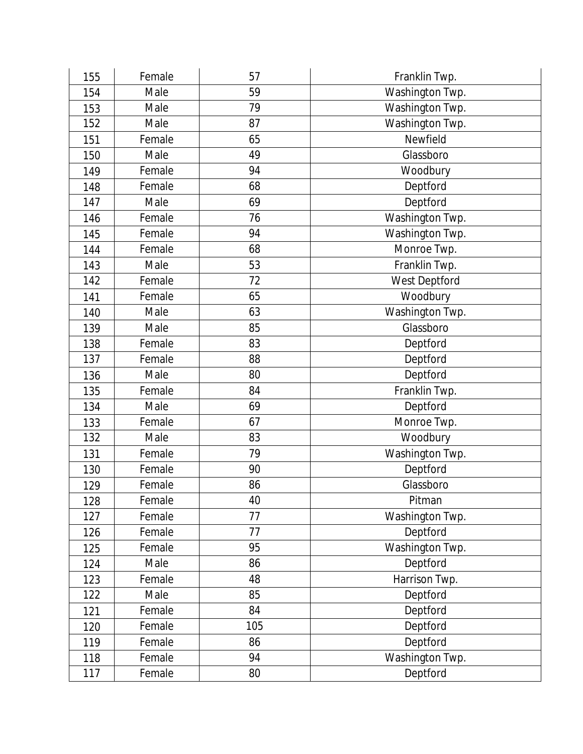| | | | |
|---|---|---|---|
| 155 | Female | 57 | Franklin Twp. |
| 154 | Male | 59 | Washington Twp. |
| 153 | Male | 79 | Washington Twp. |
| 152 | Male | 87 | Washington Twp. |
| 151 | Female | 65 | Newfield |
| 150 | Male | 49 | Glassboro |
| 149 | Female | 94 | Woodbury |
| 148 | Female | 68 | Deptford |
| 147 | Male | 69 | Deptford |
| 146 | Female | 76 | Washington Twp. |
| 145 | Female | 94 | Washington Twp. |
| 144 | Female | 68 | Monroe Twp. |
| 143 | Male | 53 | Franklin Twp. |
| 142 | Female | 72 | West Deptford |
| 141 | Female | 65 | Woodbury |
| 140 | Male | 63 | Washington Twp. |
| 139 | Male | 85 | Glassboro |
| 138 | Female | 83 | Deptford |
| 137 | Female | 88 | Deptford |
| 136 | Male | 80 | Deptford |
| 135 | Female | 84 | Franklin Twp. |
| 134 | Male | 69 | Deptford |
| 133 | Female | 67 | Monroe Twp. |
| 132 | Male | 83 | Woodbury |
| 131 | Female | 79 | Washington Twp. |
| 130 | Female | 90 | Deptford |
| 129 | Female | 86 | Glassboro |
| 128 | Female | 40 | Pitman |
| 127 | Female | 77 | Washington Twp. |
| 126 | Female | 77 | Deptford |
| 125 | Female | 95 | Washington Twp. |
| 124 | Male | 86 | Deptford |
| 123 | Female | 48 | Harrison Twp. |
| 122 | Male | 85 | Deptford |
| 121 | Female | 84 | Deptford |
| 120 | Female | 105 | Deptford |
| 119 | Female | 86 | Deptford |
| 118 | Female | 94 | Washington Twp. |
| 117 | Female | 80 | Deptford |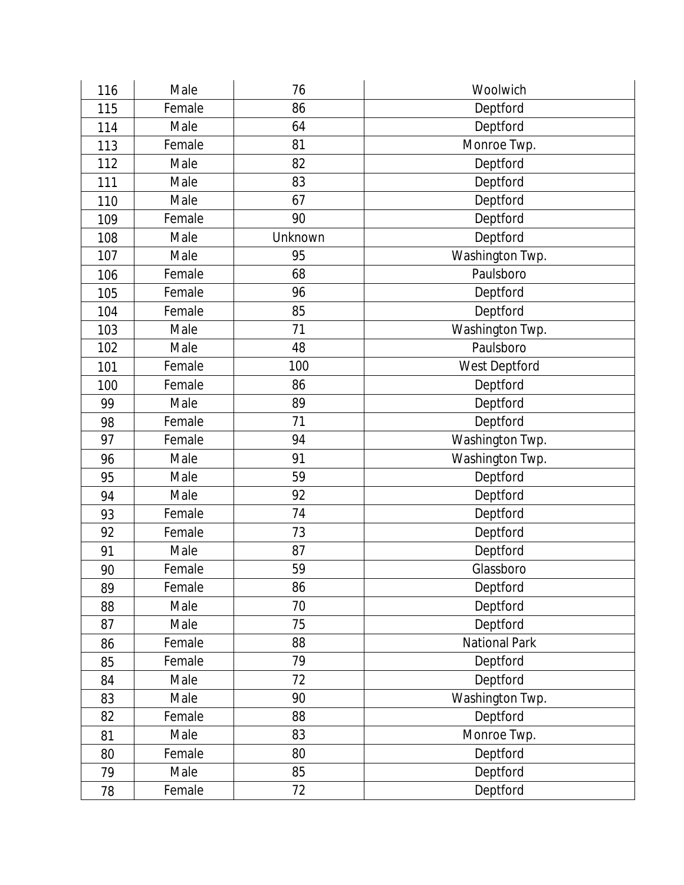| 116 | Male | 76 | Woolwich |
|---|---|---|---|
| 115 | Female | 86 | Deptford |
| 114 | Male | 64 | Deptford |
| 113 | Female | 81 | Monroe Twp. |
| 112 | Male | 82 | Deptford |
| 111 | Male | 83 | Deptford |
| 110 | Male | 67 | Deptford |
| 109 | Female | 90 | Deptford |
| 108 | Male | Unknown | Deptford |
| 107 | Male | 95 | Washington Twp. |
| 106 | Female | 68 | Paulsboro |
| 105 | Female | 96 | Deptford |
| 104 | Female | 85 | Deptford |
| 103 | Male | 71 | Washington Twp. |
| 102 | Male | 48 | Paulsboro |
| 101 | Female | 100 | West Deptford |
| 100 | Female | 86 | Deptford |
| 99 | Male | 89 | Deptford |
| 98 | Female | 71 | Deptford |
| 97 | Female | 94 | Washington Twp. |
| 96 | Male | 91 | Washington Twp. |
| 95 | Male | 59 | Deptford |
| 94 | Male | 92 | Deptford |
| 93 | Female | 74 | Deptford |
| 92 | Female | 73 | Deptford |
| 91 | Male | 87 | Deptford |
| 90 | Female | 59 | Glassboro |
| 89 | Female | 86 | Deptford |
| 88 | Male | 70 | Deptford |
| 87 | Male | 75 | Deptford |
| 86 | Female | 88 | National Park |
| 85 | Female | 79 | Deptford |
| 84 | Male | 72 | Deptford |
| 83 | Male | 90 | Washington Twp. |
| 82 | Female | 88 | Deptford |
| 81 | Male | 83 | Monroe Twp. |
| 80 | Female | 80 | Deptford |
| 79 | Male | 85 | Deptford |
| 78 | Female | 72 | Deptford |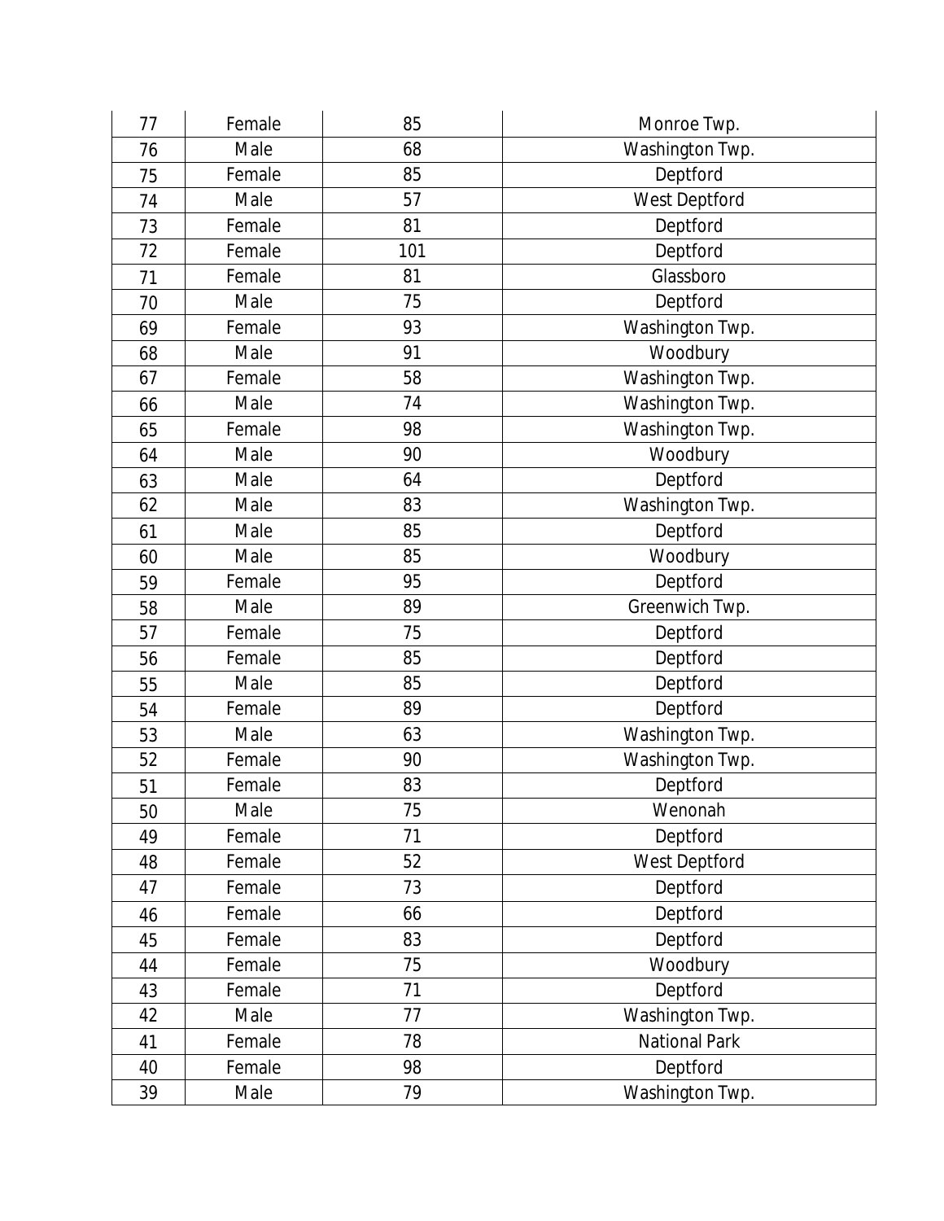| 77 | Female | 85 | Monroe Twp. |
|---|---|---|---|
| 76 | Male | 68 | Washington Twp. |
| 75 | Female | 85 | Deptford |
| 74 | Male | 57 | West Deptford |
| 73 | Female | 81 | Deptford |
| 72 | Female | 101 | Deptford |
| 71 | Female | 81 | Glassboro |
| 70 | Male | 75 | Deptford |
| 69 | Female | 93 | Washington Twp. |
| 68 | Male | 91 | Woodbury |
| 67 | Female | 58 | Washington Twp. |
| 66 | Male | 74 | Washington Twp. |
| 65 | Female | 98 | Washington Twp. |
| 64 | Male | 90 | Woodbury |
| 63 | Male | 64 | Deptford |
| 62 | Male | 83 | Washington Twp. |
| 61 | Male | 85 | Deptford |
| 60 | Male | 85 | Woodbury |
| 59 | Female | 95 | Deptford |
| 58 | Male | 89 | Greenwich Twp. |
| 57 | Female | 75 | Deptford |
| 56 | Female | 85 | Deptford |
| 55 | Male | 85 | Deptford |
| 54 | Female | 89 | Deptford |
| 53 | Male | 63 | Washington Twp. |
| 52 | Female | 90 | Washington Twp. |
| 51 | Female | 83 | Deptford |
| 50 | Male | 75 | Wenonah |
| 49 | Female | 71 | Deptford |
| 48 | Female | 52 | West Deptford |
| 47 | Female | 73 | Deptford |
| 46 | Female | 66 | Deptford |
| 45 | Female | 83 | Deptford |
| 44 | Female | 75 | Woodbury |
| 43 | Female | 71 | Deptford |
| 42 | Male | 77 | Washington Twp. |
| 41 | Female | 78 | National Park |
| 40 | Female | 98 | Deptford |
| 39 | Male | 79 | Washington Twp. |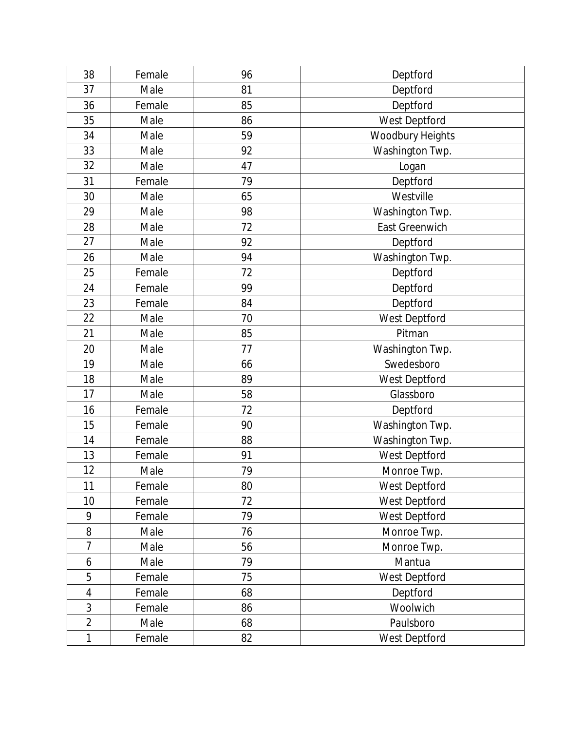| 38 | Female | 96 | Deptford |
|---|---|---|---|
| 37 | Male | 81 | Deptford |
| 36 | Female | 85 | Deptford |
| 35 | Male | 86 | West Deptford |
| 34 | Male | 59 | Woodbury Heights |
| 33 | Male | 92 | Washington Twp. |
| 32 | Male | 47 | Logan |
| 31 | Female | 79 | Deptford |
| 30 | Male | 65 | Westville |
| 29 | Male | 98 | Washington Twp. |
| 28 | Male | 72 | East Greenwich |
| 27 | Male | 92 | Deptford |
| 26 | Male | 94 | Washington Twp. |
| 25 | Female | 72 | Deptford |
| 24 | Female | 99 | Deptford |
| 23 | Female | 84 | Deptford |
| 22 | Male | 70 | West Deptford |
| 21 | Male | 85 | Pitman |
| 20 | Male | 77 | Washington Twp. |
| 19 | Male | 66 | Swedesboro |
| 18 | Male | 89 | West Deptford |
| 17 | Male | 58 | Glassboro |
| 16 | Female | 72 | Deptford |
| 15 | Female | 90 | Washington Twp. |
| 14 | Female | 88 | Washington Twp. |
| 13 | Female | 91 | West Deptford |
| 12 | Male | 79 | Monroe Twp. |
| 11 | Female | 80 | West Deptford |
| 10 | Female | 72 | West Deptford |
| 9 | Female | 79 | West Deptford |
| 8 | Male | 76 | Monroe Twp. |
| 7 | Male | 56 | Monroe Twp. |
| 6 | Male | 79 | Mantua |
| 5 | Female | 75 | West Deptford |
| 4 | Female | 68 | Deptford |
| 3 | Female | 86 | Woolwich |
| 2 | Male | 68 | Paulsboro |
| 1 | Female | 82 | West Deptford |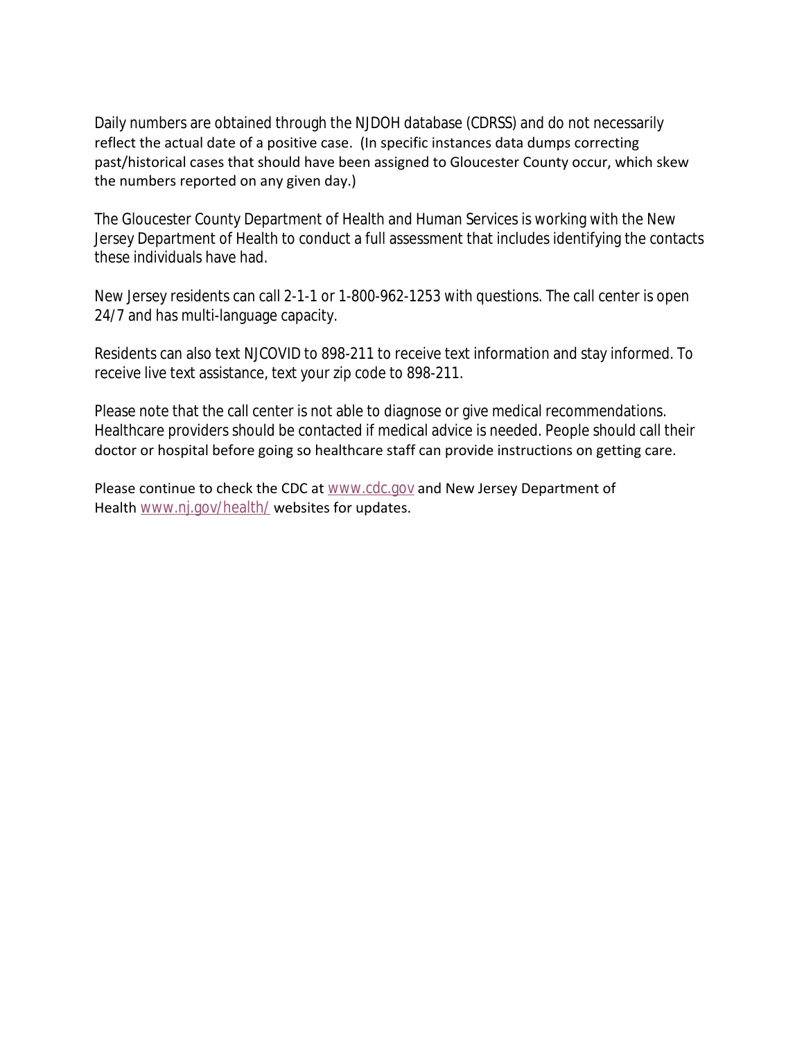Daily numbers are obtained through the NJDOH database (CDRSS) and do not necessarily reflect the actual date of a positive case. (In specific instances data dumps correcting past/historical cases that should have been assigned to Gloucester County occur, which skew the numbers reported on any given day.)

The Gloucester County Department of Health and Human Services is working with the New Jersey Department of Health to conduct a full assessment that includes identifying the contacts these individuals have had.

New Jersey residents can call 2-1-1 or 1-800-962-1253 with questions. The call center is open 24/7 and has multi-language capacity.

Residents can also text NJCOVID to 898-211 to receive text information and stay informed. To receive live text assistance, text your zip code to 898-211.

Please note that the call center is not able to diagnose or give medical recommendations. Healthcare providers should be contacted if medical advice is needed. People should call their doctor or hospital before going so healthcare staff can provide instructions on getting care.

Please continue to check the CDC at www.cdc.gov and New Jersey Department of Health www.nj.gov/health/ websites for updates.